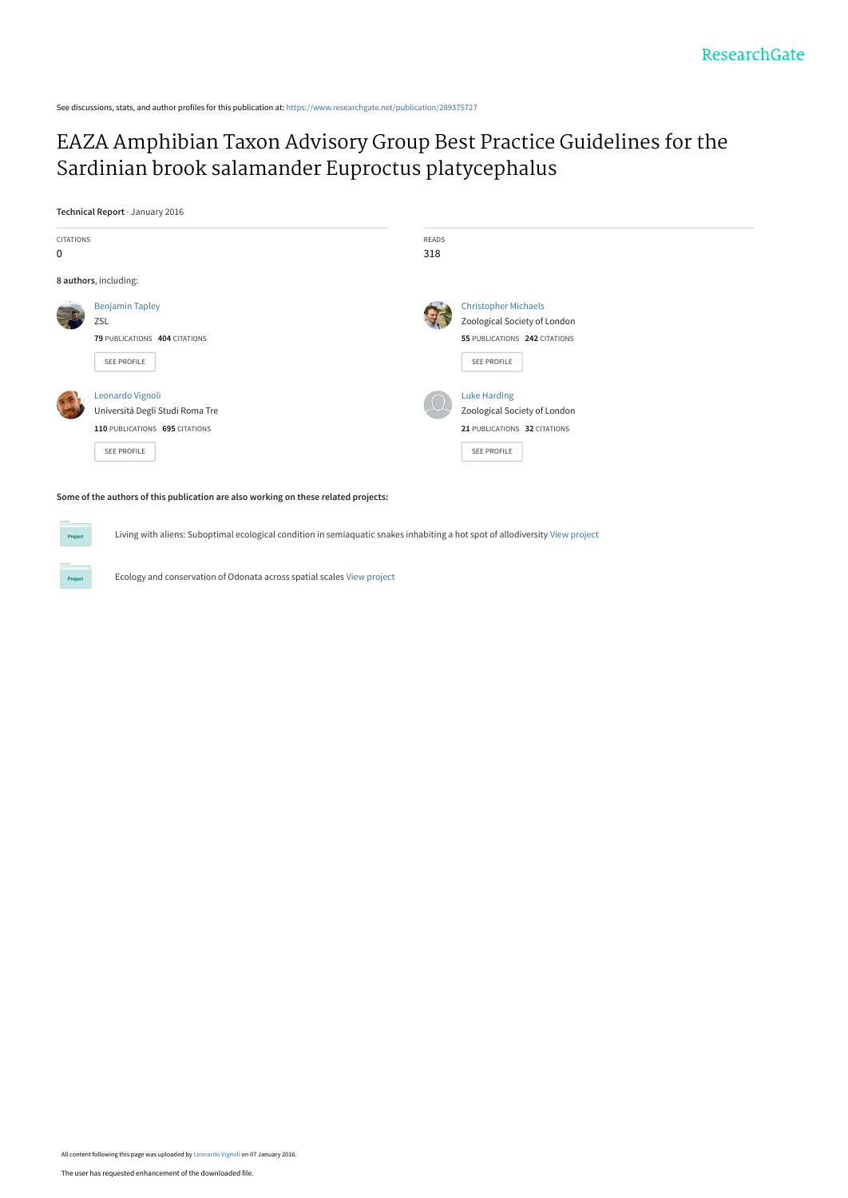See discussions, stats, and author profiles for this publication at: https://www.researchgate.net/publication/289375727

# EAZA Amphibian Taxon Advisory Group Best Practice Guidelines for the Sardinian brook salamander Euproctus platycephalus

**Technical Report** · January 2016

CITATIONS
0

READS
318

**8 authors**, including:

Benjamin Tapley
ZSL
**79** PUBLICATIONS **404** CITATIONS
SEE PROFILE

Christopher Michaels
Zoological Society of London
**55** PUBLICATIONS **242** CITATIONS
SEE PROFILE

Leonardo Vignoli
Università Degli Studi Roma Tre
**110** PUBLICATIONS **695** CITATIONS
SEE PROFILE

Luke Harding
Zoological Society of London
**21** PUBLICATIONS **32** CITATIONS
SEE PROFILE

**Some of the authors of this publication are also working on these related projects:**

Living with aliens: Suboptimal ecological condition in semiaquatic snakes inhabiting a hot spot of allodiversity View project

Ecology and conservation of Odonata across spatial scales View project

All content following this page was uploaded by Leonardo Vignoli on 07 January 2016.

The user has requested enhancement of the downloaded file.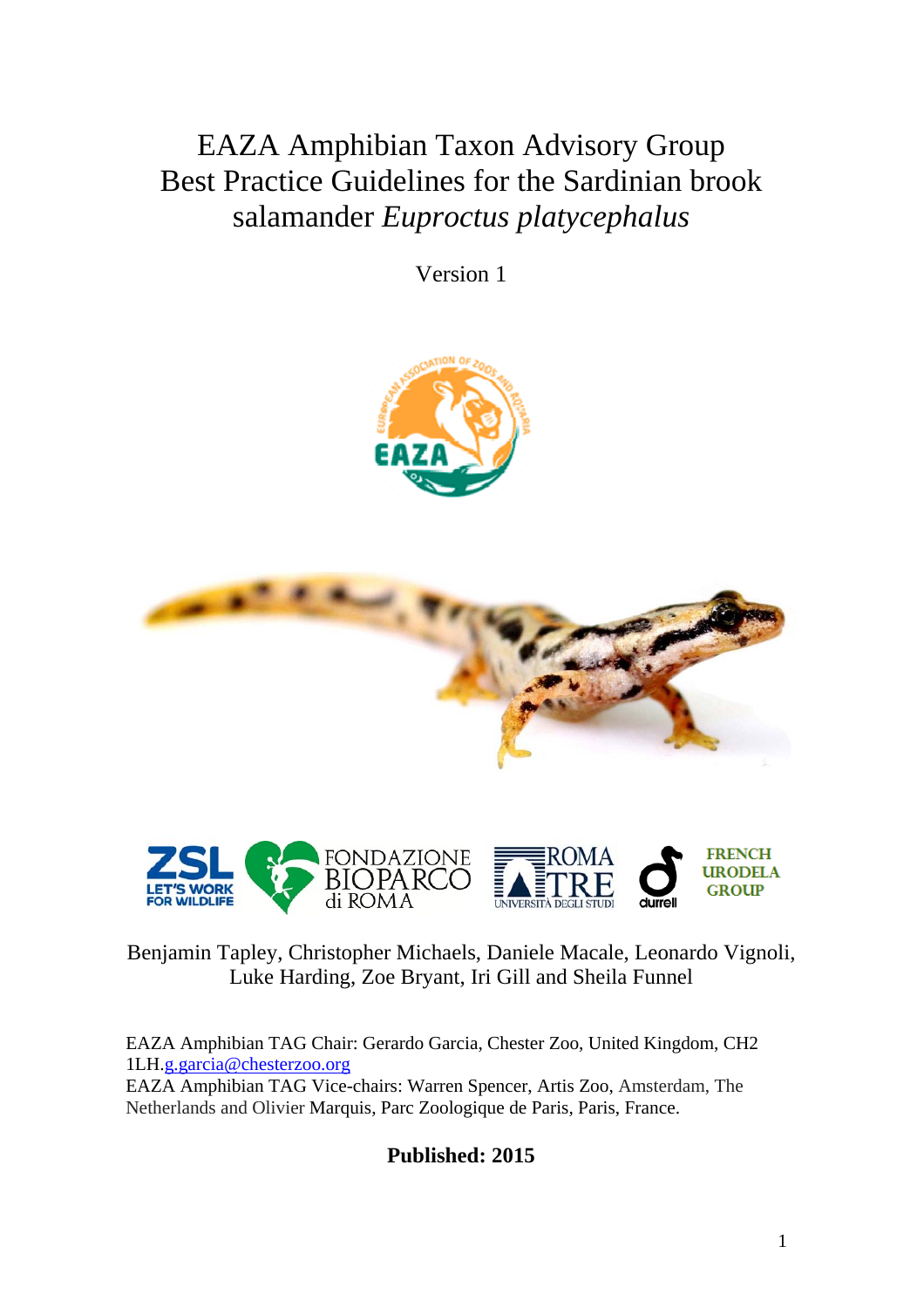# EAZA Amphibian Taxon Advisory Group Best Practice Guidelines for the Sardinian brook salamander *Euproctus platycephalus*

Version 1

Benjamin Tapley, Christopher Michaels, Daniele Macale, Leonardo Vignoli, Luke Harding, Zoe Bryant, Iri Gill and Sheila Funnel

EAZA Amphibian TAG Chair: Gerardo Garcia, Chester Zoo, United Kingdom, CH2 1LH.g.garcia@chesterzoo.org
EAZA Amphibian TAG Vice-chairs: Warren Spencer, Artis Zoo, Amsterdam, The Netherlands and Olivier Marquis, Parc Zoologique de Paris, Paris, France.

**Published: 2015**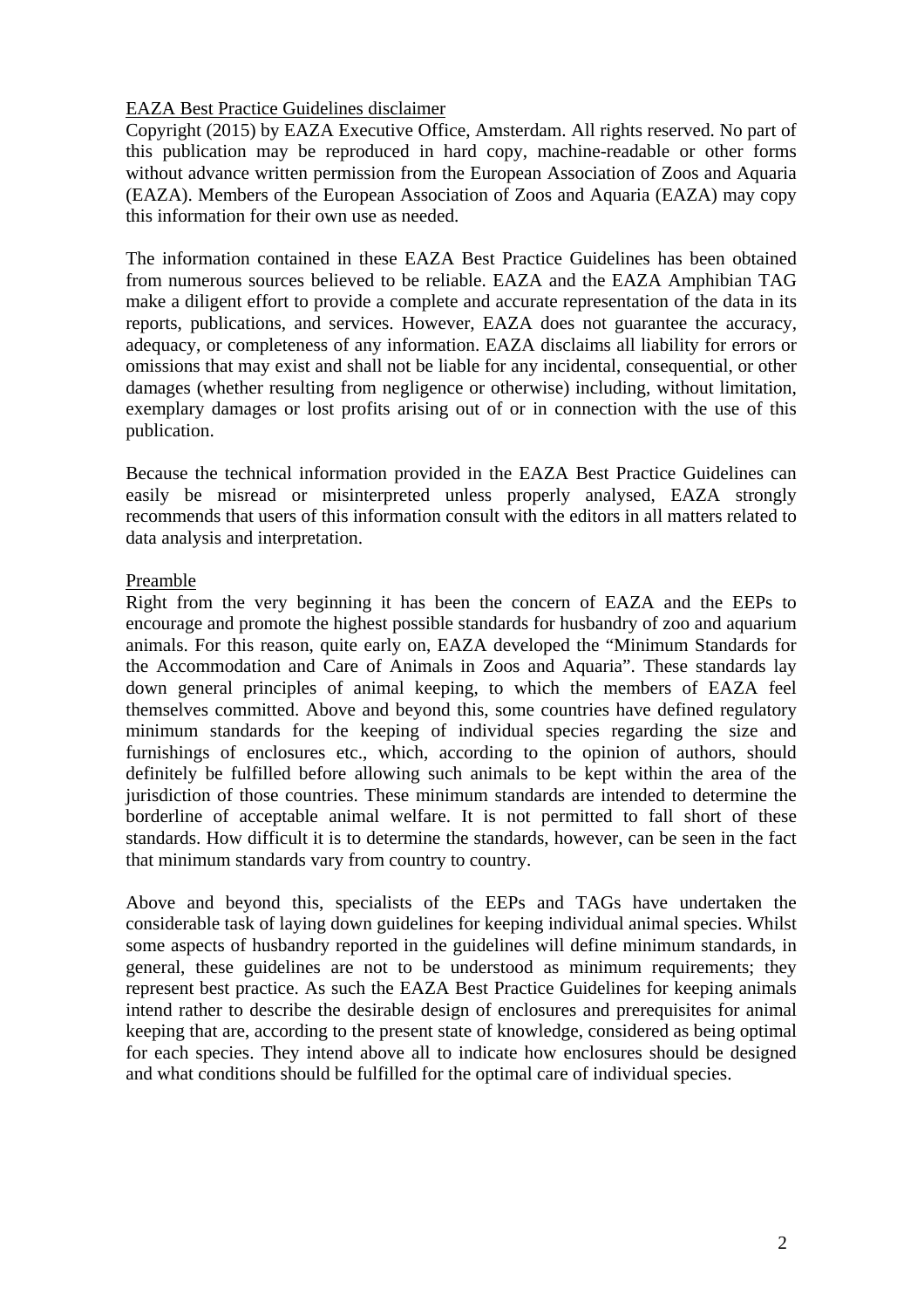EAZA Best Practice Guidelines disclaimer

Copyright (2015) by EAZA Executive Office, Amsterdam. All rights reserved. No part of this publication may be reproduced in hard copy, machine-readable or other forms without advance written permission from the European Association of Zoos and Aquaria (EAZA). Members of the European Association of Zoos and Aquaria (EAZA) may copy this information for their own use as needed.

The information contained in these EAZA Best Practice Guidelines has been obtained from numerous sources believed to be reliable. EAZA and the EAZA Amphibian TAG make a diligent effort to provide a complete and accurate representation of the data in its reports, publications, and services. However, EAZA does not guarantee the accuracy, adequacy, or completeness of any information. EAZA disclaims all liability for errors or omissions that may exist and shall not be liable for any incidental, consequential, or other damages (whether resulting from negligence or otherwise) including, without limitation, exemplary damages or lost profits arising out of or in connection with the use of this publication.

Because the technical information provided in the EAZA Best Practice Guidelines can easily be misread or misinterpreted unless properly analysed, EAZA strongly recommends that users of this information consult with the editors in all matters related to data analysis and interpretation.

Preamble

Right from the very beginning it has been the concern of EAZA and the EEPs to encourage and promote the highest possible standards for husbandry of zoo and aquarium animals. For this reason, quite early on, EAZA developed the "Minimum Standards for the Accommodation and Care of Animals in Zoos and Aquaria". These standards lay down general principles of animal keeping, to which the members of EAZA feel themselves committed. Above and beyond this, some countries have defined regulatory minimum standards for the keeping of individual species regarding the size and furnishings of enclosures etc., which, according to the opinion of authors, should definitely be fulfilled before allowing such animals to be kept within the area of the jurisdiction of those countries. These minimum standards are intended to determine the borderline of acceptable animal welfare. It is not permitted to fall short of these standards. How difficult it is to determine the standards, however, can be seen in the fact that minimum standards vary from country to country.

Above and beyond this, specialists of the EEPs and TAGs have undertaken the considerable task of laying down guidelines for keeping individual animal species. Whilst some aspects of husbandry reported in the guidelines will define minimum standards, in general, these guidelines are not to be understood as minimum requirements; they represent best practice. As such the EAZA Best Practice Guidelines for keeping animals intend rather to describe the desirable design of enclosures and prerequisites for animal keeping that are, according to the present state of knowledge, considered as being optimal for each species. They intend above all to indicate how enclosures should be designed and what conditions should be fulfilled for the optimal care of individual species.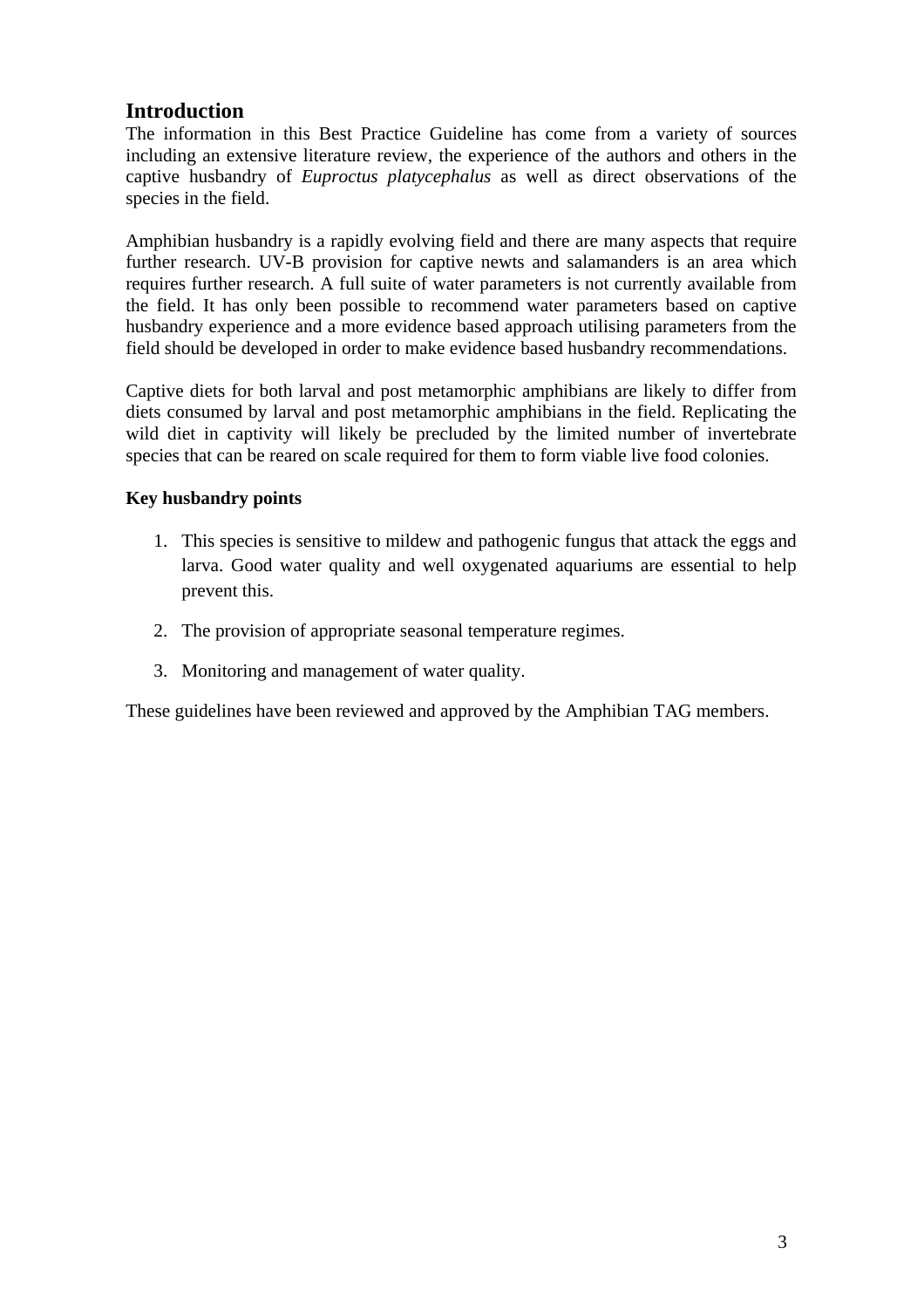## Introduction

The information in this Best Practice Guideline has come from a variety of sources including an extensive literature review, the experience of the authors and others in the captive husbandry of *Euproctus platycephalus* as well as direct observations of the species in the field.

Amphibian husbandry is a rapidly evolving field and there are many aspects that require further research. UV-B provision for captive newts and salamanders is an area which requires further research. A full suite of water parameters is not currently available from the field. It has only been possible to recommend water parameters based on captive husbandry experience and a more evidence based approach utilising parameters from the field should be developed in order to make evidence based husbandry recommendations.

Captive diets for both larval and post metamorphic amphibians are likely to differ from diets consumed by larval and post metamorphic amphibians in the field. Replicating the wild diet in captivity will likely be precluded by the limited number of invertebrate species that can be reared on scale required for them to form viable live food colonies.

**Key husbandry points**

1. This species is sensitive to mildew and pathogenic fungus that attack the eggs and larva. Good water quality and well oxygenated aquariums are essential to help prevent this.
2. The provision of appropriate seasonal temperature regimes.
3. Monitoring and management of water quality.

These guidelines have been reviewed and approved by the Amphibian TAG members.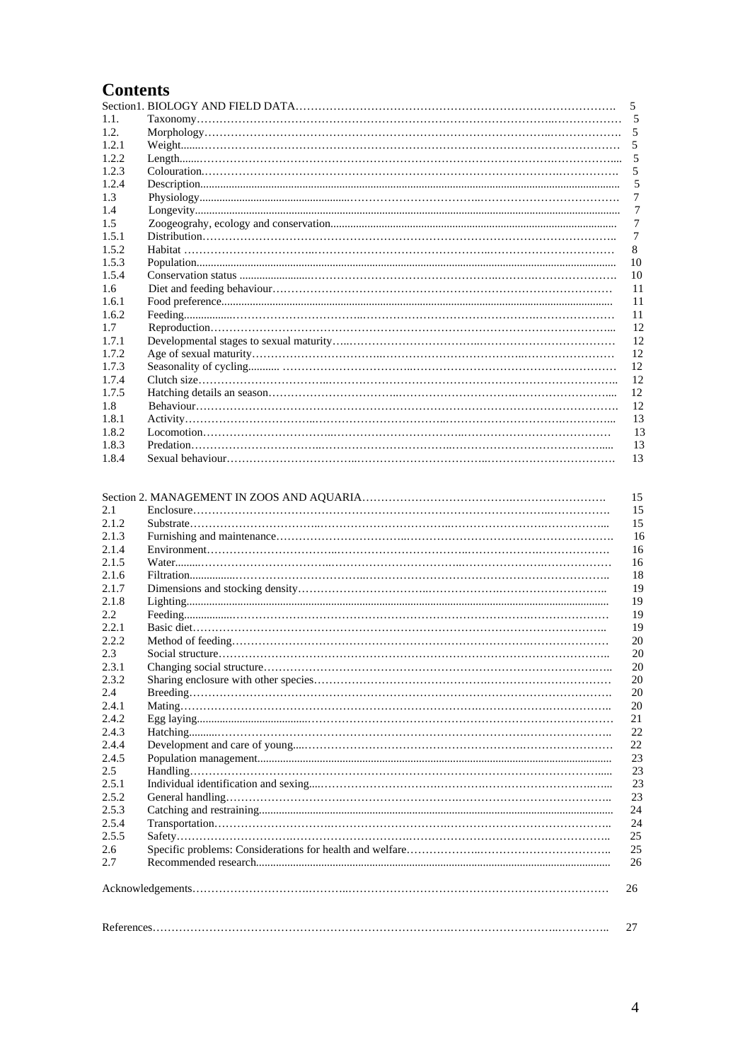# Contents

| | | |
|---|---|---|
| Section1. BIOLOGY AND FIELD DATA | | 5 |
| 1.1. | Taxonomy | 5 |
| 1.2. | Morphology | 5 |
| 1.2.1 | Weight | 5 |
| 1.2.2 | Length | 5 |
| 1.2.3 | Colouration | 5 |
| 1.2.4 | Description | 5 |
| 1.3 | Physiology | 7 |
| 1.4 | Longevity | 7 |
| 1.5 | Zoogeograhy, ecology and conservation | 7 |
| 1.5.1 | Distribution | 7 |
| 1.5.2 | Habitat | 8 |
| 1.5.3 | Population | 10 |
| 1.5.4 | Conservation status | 10 |
| 1.6 | Diet and feeding behaviour | 11 |
| 1.6.1 | Food preference | 11 |
| 1.6.2 | Feeding | 11 |
| 1.7 | Reproduction | 12 |
| 1.7.1 | Developmental stages to sexual maturity | 12 |
| 1.7.2 | Age of sexual maturity | 12 |
| 1.7.3 | Seasonality of cycling | 12 |
| 1.7.4 | Clutch size | 12 |
| 1.7.5 | Hatching details an season | 12 |
| 1.8 | Behaviour | 12 |
| 1.8.1 | Activity | 13 |
| 1.8.2 | Locomotion | 13 |
| 1.8.3 | Predation | 13 |
| 1.8.4 | Sexual behaviour | 13 |

| | | |
|---|---|---|
| Section 2. MANAGEMENT IN ZOOS AND AQUARIA | | 15 |
| 2.1 | Enclosure | 15 |
| 2.1.2 | Substrate | 15 |
| 2.1.3 | Furnishing and maintenance | 16 |
| 2.1.4 | Environment | 16 |
| 2.1.5 | Water | 16 |
| 2.1.6 | Filtration | 18 |
| 2.1.7 | Dimensions and stocking density | 19 |
| 2.1.8 | Lighting | 19 |
| 2.2 | Feeding | 19 |
| 2.2.1 | Basic diet | 19 |
| 2.2.2 | Method of feeding | 20 |
| 2.3 | Social structure | 20 |
| 2.3.1 | Changing social structure | 20 |
| 2.3.2 | Sharing enclosure with other species | 20 |
| 2.4 | Breeding | 20 |
| 2.4.1 | Mating | 20 |
| 2.4.2 | Egg laying | 21 |
| 2.4.3 | Hatching | 22 |
| 2.4.4 | Development and care of young | 22 |
| 2.4.5 | Population management | 23 |
| 2.5 | Handling | 23 |
| 2.5.1 | Individual identification and sexing | 23 |
| 2.5.2 | General handling | 23 |
| 2.5.3 | Catching and restraining | 24 |
| 2.5.4 | Transportation | 24 |
| 2.5.5 | Safety | 25 |
| 2.6 | Specific problems: Considerations for health and welfare | 25 |
| 2.7 | Recommended research | 26 |

Acknowledgements ... 26

References ... 27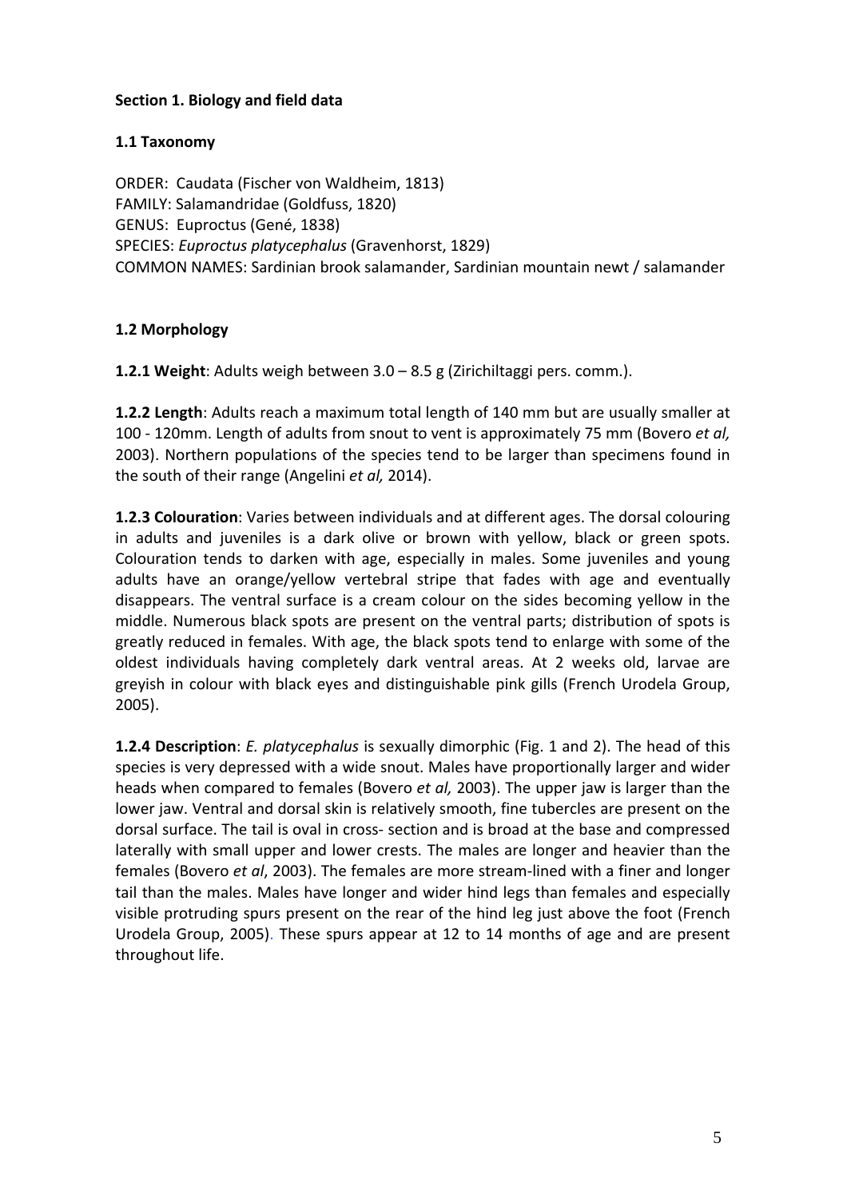## Section 1. Biology and field data

### 1.1 Taxonomy

ORDER: Caudata (Fischer von Waldheim, 1813)
FAMILY: Salamandridae (Goldfuss, 1820)
GENUS: Euproctus (Gené, 1838)
SPECIES: *Euproctus platycephalus* (Gravenhorst, 1829)
COMMON NAMES: Sardinian brook salamander, Sardinian mountain newt / salamander

### 1.2 Morphology

**1.2.1 Weight**: Adults weigh between 3.0 – 8.5 g (Zirichiltaggi pers. comm.).

**1.2.2 Length**: Adults reach a maximum total length of 140 mm but are usually smaller at 100 - 120mm. Length of adults from snout to vent is approximately 75 mm (Bovero *et al,* 2003). Northern populations of the species tend to be larger than specimens found in the south of their range (Angelini *et al,* 2014).

**1.2.3 Colouration**: Varies between individuals and at different ages. The dorsal colouring in adults and juveniles is a dark olive or brown with yellow, black or green spots. Colouration tends to darken with age, especially in males. Some juveniles and young adults have an orange/yellow vertebral stripe that fades with age and eventually disappears. The ventral surface is a cream colour on the sides becoming yellow in the middle. Numerous black spots are present on the ventral parts; distribution of spots is greatly reduced in females. With age, the black spots tend to enlarge with some of the oldest individuals having completely dark ventral areas. At 2 weeks old, larvae are greyish in colour with black eyes and distinguishable pink gills (French Urodela Group, 2005).

**1.2.4 Description**: *E. platycephalus* is sexually dimorphic (Fig. 1 and 2). The head of this species is very depressed with a wide snout. Males have proportionally larger and wider heads when compared to females (Bovero *et al,* 2003). The upper jaw is larger than the lower jaw. Ventral and dorsal skin is relatively smooth, fine tubercles are present on the dorsal surface. The tail is oval in cross- section and is broad at the base and compressed laterally with small upper and lower crests. The males are longer and heavier than the females (Bovero *et al*, 2003). The females are more stream-lined with a finer and longer tail than the males. Males have longer and wider hind legs than females and especially visible protruding spurs present on the rear of the hind leg just above the foot (French Urodela Group, 2005). These spurs appear at 12 to 14 months of age and are present throughout life.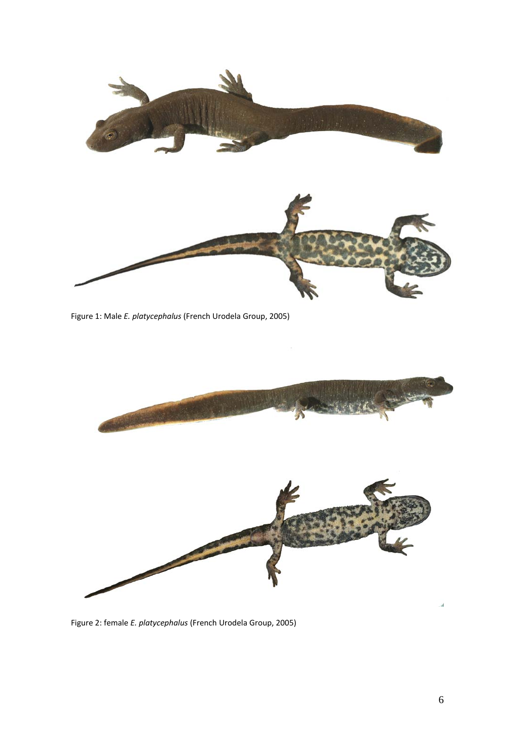Figure 1: Male *E. platycephalus* (French Urodela Group, 2005)

Figure 2: female *E. platycephalus* (French Urodela Group, 2005)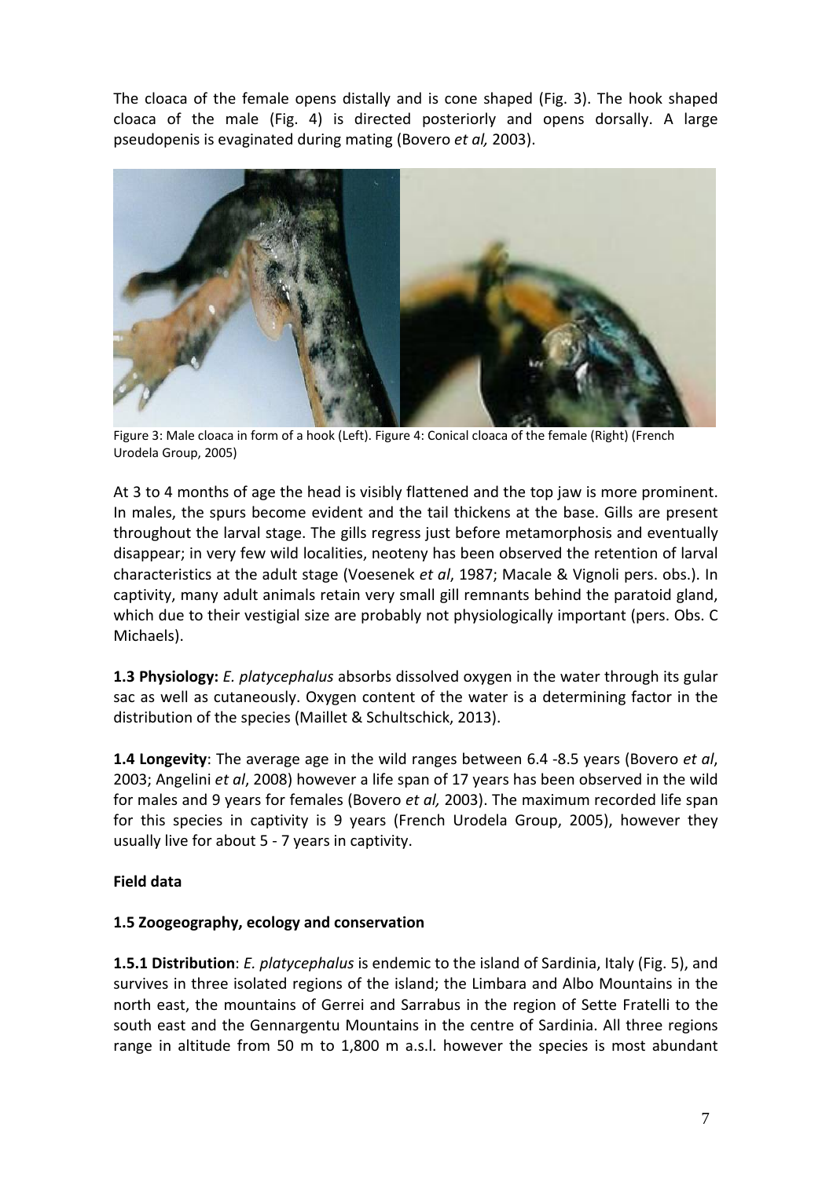The cloaca of the female opens distally and is cone shaped (Fig. 3). The hook shaped cloaca of the male (Fig. 4) is directed posteriorly and opens dorsally. A large pseudopenis is evaginated during mating (Bovero *et al,* 2003).

Figure 3: Male cloaca in form of a hook (Left). Figure 4: Conical cloaca of the female (Right) (French Urodela Group, 2005)

At 3 to 4 months of age the head is visibly flattened and the top jaw is more prominent. In males, the spurs become evident and the tail thickens at the base. Gills are present throughout the larval stage. The gills regress just before metamorphosis and eventually disappear; in very few wild localities, neoteny has been observed the retention of larval characteristics at the adult stage (Voesenek *et al*, 1987; Macale & Vignoli pers. obs.). In captivity, many adult animals retain very small gill remnants behind the paratoid gland, which due to their vestigial size are probably not physiologically important (pers. Obs. C Michaels).

**1.3 Physiology:** *E. platycephalus* absorbs dissolved oxygen in the water through its gular sac as well as cutaneously. Oxygen content of the water is a determining factor in the distribution of the species (Maillet & Schultschick, 2013).

**1.4 Longevity**: The average age in the wild ranges between 6.4 -8.5 years (Bovero *et al*, 2003; Angelini *et al*, 2008) however a life span of 17 years has been observed in the wild for males and 9 years for females (Bovero *et al,* 2003). The maximum recorded life span for this species in captivity is 9 years (French Urodela Group, 2005), however they usually live for about 5 - 7 years in captivity.

**Field data**

**1.5 Zoogeography, ecology and conservation**

**1.5.1 Distribution**: *E. platycephalus* is endemic to the island of Sardinia, Italy (Fig. 5), and survives in three isolated regions of the island; the Limbara and Albo Mountains in the north east, the mountains of Gerrei and Sarrabus in the region of Sette Fratelli to the south east and the Gennargentu Mountains in the centre of Sardinia. All three regions range in altitude from 50 m to 1,800 m a.s.l. however the species is most abundant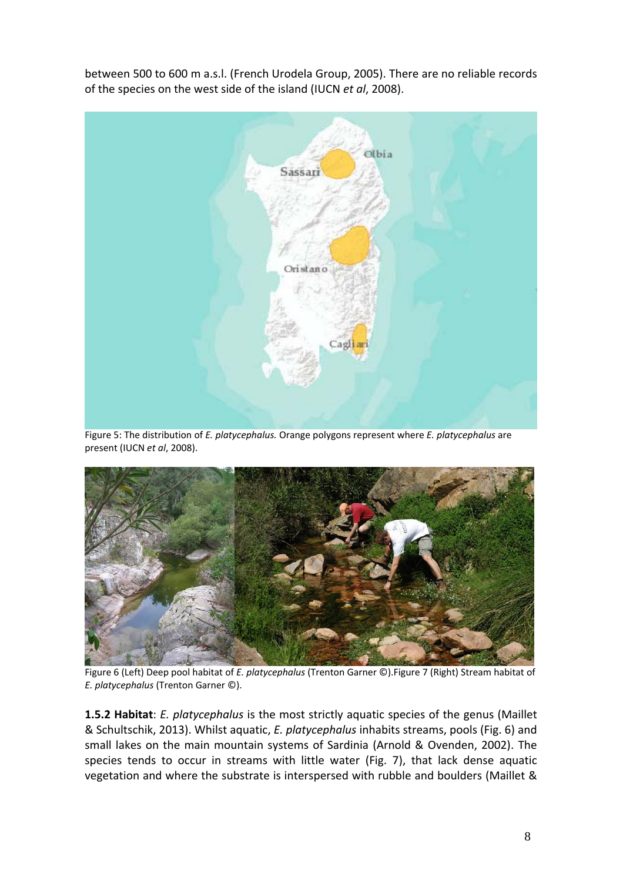between 500 to 600 m a.s.l. (French Urodela Group, 2005). There are no reliable records of the species on the west side of the island (IUCN *et al*, 2008).

Figure 5: The distribution of *E. platycephalus.* Orange polygons represent where *E. platycephalus* are present (IUCN *et al*, 2008).

Figure 6 (Left) Deep pool habitat of *E. platycephalus* (Trenton Garner ©).Figure 7 (Right) Stream habitat of *E. platycephalus* (Trenton Garner ©).

**1.5.2 Habitat**: *E. platycephalus* is the most strictly aquatic species of the genus (Maillet & Schultschik, 2013). Whilst aquatic, *E. platycephalus* inhabits streams, pools (Fig. 6) and small lakes on the main mountain systems of Sardinia (Arnold & Ovenden, 2002). The species tends to occur in streams with little water (Fig. 7), that lack dense aquatic vegetation and where the substrate is interspersed with rubble and boulders (Maillet &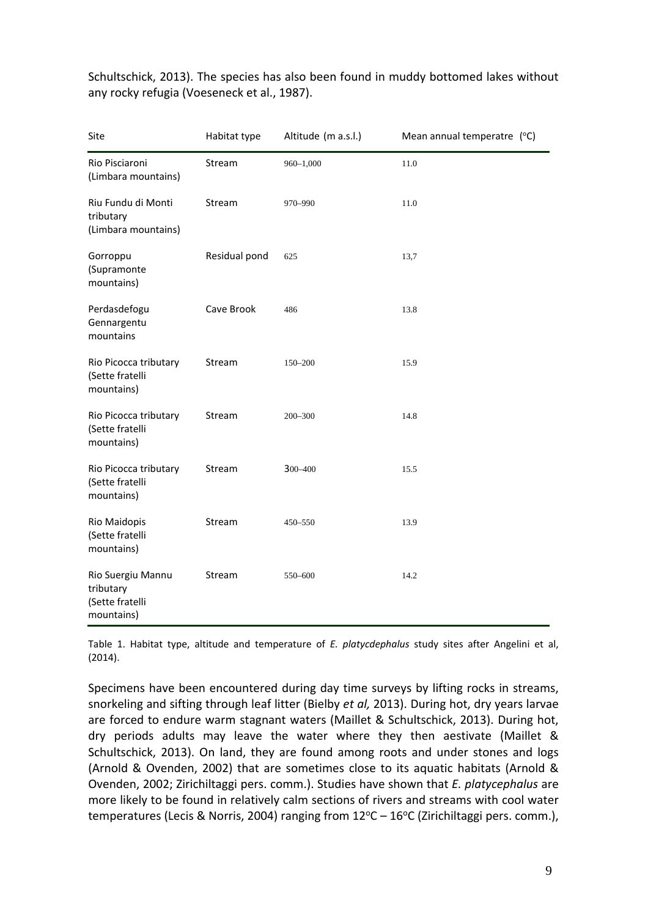Schultschick, 2013). The species has also been found in muddy bottomed lakes without any rocky refugia (Voeseneck et al., 1987).

| Site | Habitat type | Altitude (m a.s.l.) | Mean annual temperatre (°C) |
|---|---|---|---|
| Rio Pisciaroni (Limbara mountains) | Stream | 960–1,000 | 11.0 |
| Riu Fundu di Monti tributary (Limbara mountains) | Stream | 970–990 | 11.0 |
| Gorroppu (Supramonte mountains) | Residual pond | 625 | 13,7 |
| Perdasdefogu Gennargentu mountains | Cave Brook | 486 | 13.8 |
| Rio Picocca tributary (Sette fratelli mountains) | Stream | 150–200 | 15.9 |
| Rio Picocca tributary (Sette fratelli mountains) | Stream | 200–300 | 14.8 |
| Rio Picocca tributary (Sette fratelli mountains) | Stream | 300–400 | 15.5 |
| Rio Maidopis (Sette fratelli mountains) | Stream | 450–550 | 13.9 |
| Rio Suergiu Mannu tributary (Sette fratelli mountains) | Stream | 550–600 | 14.2 |

Table 1. Habitat type, altitude and temperature of *E. platycdephalus* study sites after Angelini et al, (2014).

Specimens have been encountered during day time surveys by lifting rocks in streams, snorkeling and sifting through leaf litter (Bielby *et al,* 2013). During hot, dry years larvae are forced to endure warm stagnant waters (Maillet & Schultschick, 2013). During hot, dry periods adults may leave the water where they then aestivate (Maillet & Schultschick, 2013). On land, they are found among roots and under stones and logs (Arnold & Ovenden, 2002) that are sometimes close to its aquatic habitats (Arnold & Ovenden, 2002; Zirichiltaggi pers. comm.). Studies have shown that *E. platycephalus* are more likely to be found in relatively calm sections of rivers and streams with cool water temperatures (Lecis & Norris, 2004) ranging from 12°C – 16°C (Zirichiltaggi pers. comm.),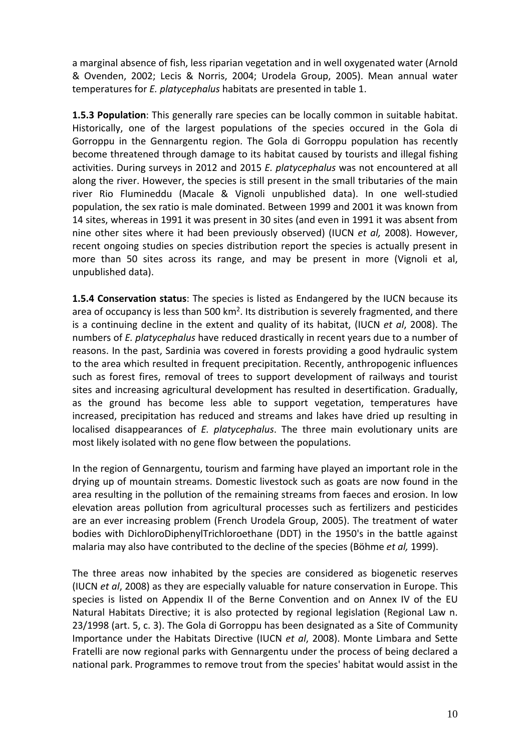a marginal absence of fish, less riparian vegetation and in well oxygenated water (Arnold & Ovenden, 2002; Lecis & Norris, 2004; Urodela Group, 2005). Mean annual water temperatures for *E. platycephalus* habitats are presented in table 1.

**1.5.3 Population**: This generally rare species can be locally common in suitable habitat. Historically, one of the largest populations of the species occured in the Gola di Gorroppu in the Gennargentu region. The Gola di Gorroppu population has recently become threatened through damage to its habitat caused by tourists and illegal fishing activities. During surveys in 2012 and 2015 *E. platycephalus* was not encountered at all along the river. However, the species is still present in the small tributaries of the main river Rio Flumineddu (Macale & Vignoli unpublished data). In one well-studied population, the sex ratio is male dominated. Between 1999 and 2001 it was known from 14 sites, whereas in 1991 it was present in 30 sites (and even in 1991 it was absent from nine other sites where it had been previously observed) (IUCN *et al,* 2008). However, recent ongoing studies on species distribution report the species is actually present in more than 50 sites across its range, and may be present in more (Vignoli et al, unpublished data).

**1.5.4 Conservation status**: The species is listed as Endangered by the IUCN because its area of occupancy is less than 500 km$^2$. Its distribution is severely fragmented, and there is a continuing decline in the extent and quality of its habitat, (IUCN *et al*, 2008). The numbers of *E. platycephalus* have reduced drastically in recent years due to a number of reasons. In the past, Sardinia was covered in forests providing a good hydraulic system to the area which resulted in frequent precipitation. Recently, anthropogenic influences such as forest fires, removal of trees to support development of railways and tourist sites and increasing agricultural development has resulted in desertification. Gradually, as the ground has become less able to support vegetation, temperatures have increased, precipitation has reduced and streams and lakes have dried up resulting in localised disappearances of *E. platycephalus*. The three main evolutionary units are most likely isolated with no gene flow between the populations.

In the region of Gennargentu, tourism and farming have played an important role in the drying up of mountain streams. Domestic livestock such as goats are now found in the area resulting in the pollution of the remaining streams from faeces and erosion. In low elevation areas pollution from agricultural processes such as fertilizers and pesticides are an ever increasing problem (French Urodela Group, 2005). The treatment of water bodies with DichloroDiphenylTrichloroethane (DDT) in the 1950's in the battle against malaria may also have contributed to the decline of the species (Böhme *et al,* 1999).

The three areas now inhabited by the species are considered as biogenetic reserves (IUCN *et al*, 2008) as they are especially valuable for nature conservation in Europe. This species is listed on Appendix II of the Berne Convention and on Annex IV of the EU Natural Habitats Directive; it is also protected by regional legislation (Regional Law n. 23/1998 (art. 5, c. 3). The Gola di Gorroppu has been designated as a Site of Community Importance under the Habitats Directive (IUCN *et al*, 2008). Monte Limbara and Sette Fratelli are now regional parks with Gennargentu under the process of being declared a national park. Programmes to remove trout from the species' habitat would assist in the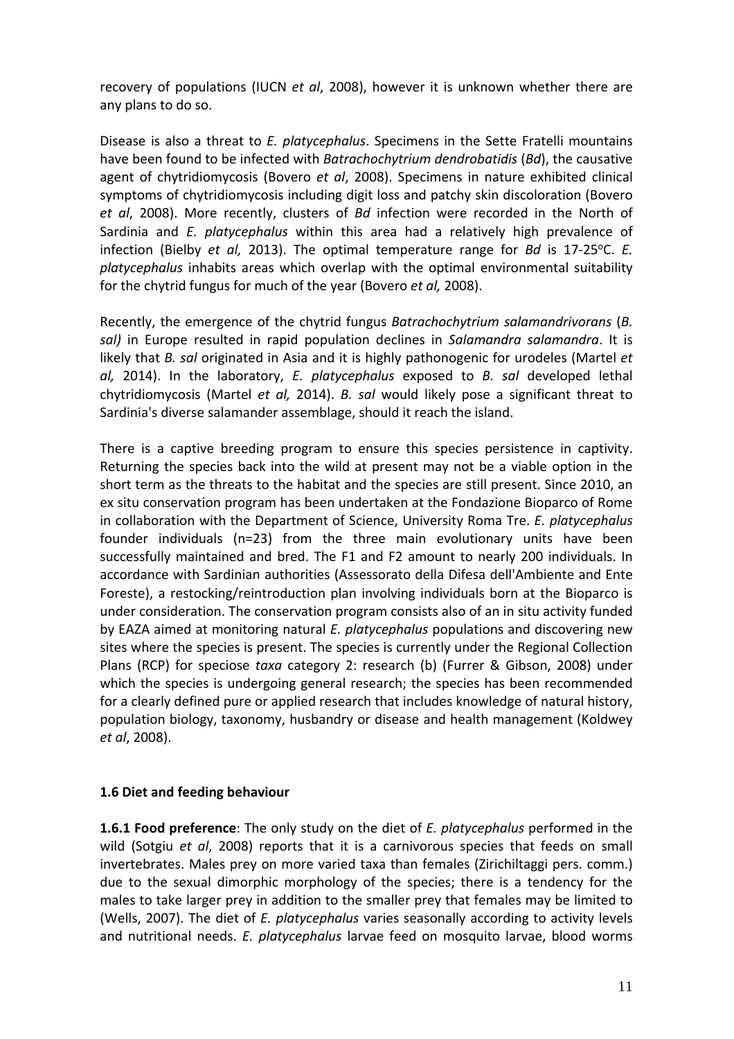recovery of populations (IUCN *et al*, 2008), however it is unknown whether there are any plans to do so.

Disease is also a threat to *E. platycephalus*. Specimens in the Sette Fratelli mountains have been found to be infected with *Batrachochytrium dendrobatidis* (*Bd*), the causative agent of chytridiomycosis (Bovero *et al*, 2008). Specimens in nature exhibited clinical symptoms of chytridiomycosis including digit loss and patchy skin discoloration (Bovero *et al*, 2008). More recently, clusters of *Bd* infection were recorded in the North of Sardinia and *E. platycephalus* within this area had a relatively high prevalence of infection (Bielby *et al,* 2013). The optimal temperature range for *Bd* is 17-25°C. *E. platycephalus* inhabits areas which overlap with the optimal environmental suitability for the chytrid fungus for much of the year (Bovero *et al,* 2008).

Recently, the emergence of the chytrid fungus *Batrachochytrium salamandrivorans* (*B. sal)* in Europe resulted in rapid population declines in *Salamandra salamandra*. It is likely that *B. sal* originated in Asia and it is highly pathonogenic for urodeles (Martel *et al,* 2014). In the laboratory, *E. platycephalus* exposed to *B. sal* developed lethal chytridiomycosis (Martel *et al,* 2014). *B. sal* would likely pose a significant threat to Sardinia's diverse salamander assemblage, should it reach the island.

There is a captive breeding program to ensure this species persistence in captivity. Returning the species back into the wild at present may not be a viable option in the short term as the threats to the habitat and the species are still present. Since 2010, an ex situ conservation program has been undertaken at the Fondazione Bioparco of Rome in collaboration with the Department of Science, University Roma Tre. *E. platycephalus* founder individuals (n=23) from the three main evolutionary units have been successfully maintained and bred. The F1 and F2 amount to nearly 200 individuals. In accordance with Sardinian authorities (Assessorato della Difesa dell'Ambiente and Ente Foreste), a restocking/reintroduction plan involving individuals born at the Bioparco is under consideration. The conservation program consists also of an in situ activity funded by EAZA aimed at monitoring natural *E. platycephalus* populations and discovering new sites where the species is present. The species is currently under the Regional Collection Plans (RCP) for speciose *taxa* category 2: research (b) (Furrer & Gibson, 2008) under which the species is undergoing general research; the species has been recommended for a clearly defined pure or applied research that includes knowledge of natural history, population biology, taxonomy, husbandry or disease and health management (Koldwey *et al*, 2008).

### 1.6 Diet and feeding behaviour

**1.6.1 Food preference**: The only study on the diet of *E. platycephalus* performed in the wild (Sotgiu *et al*, 2008) reports that it is a carnivorous species that feeds on small invertebrates. Males prey on more varied taxa than females (Zirichiltaggi pers. comm.) due to the sexual dimorphic morphology of the species; there is a tendency for the males to take larger prey in addition to the smaller prey that females may be limited to (Wells, 2007). The diet of *E. platycephalus* varies seasonally according to activity levels and nutritional needs. *E. platycephalus* larvae feed on mosquito larvae, blood worms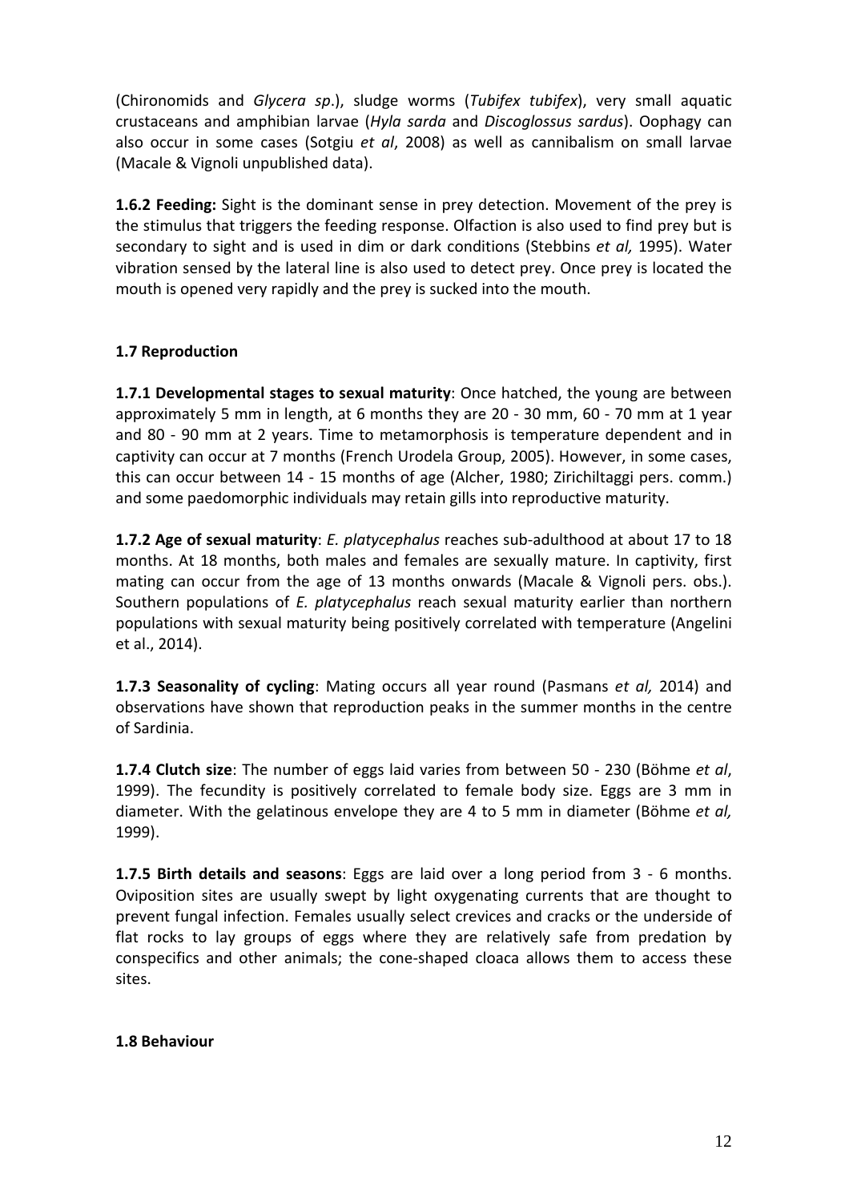(Chironomids and *Glycera sp*.), sludge worms (*Tubifex tubifex*), very small aquatic crustaceans and amphibian larvae (*Hyla sarda* and *Discoglossus sardus*). Oophagy can also occur in some cases (Sotgiu *et al*, 2008) as well as cannibalism on small larvae (Macale & Vignoli unpublished data).

**1.6.2 Feeding:** Sight is the dominant sense in prey detection. Movement of the prey is the stimulus that triggers the feeding response. Olfaction is also used to find prey but is secondary to sight and is used in dim or dark conditions (Stebbins *et al,* 1995). Water vibration sensed by the lateral line is also used to detect prey. Once prey is located the mouth is opened very rapidly and the prey is sucked into the mouth.

### 1.7 Reproduction

**1.7.1 Developmental stages to sexual maturity**: Once hatched, the young are between approximately 5 mm in length, at 6 months they are 20 - 30 mm, 60 - 70 mm at 1 year and 80 - 90 mm at 2 years. Time to metamorphosis is temperature dependent and in captivity can occur at 7 months (French Urodela Group, 2005). However, in some cases, this can occur between 14 - 15 months of age (Alcher, 1980; Zirichiltaggi pers. comm.) and some paedomorphic individuals may retain gills into reproductive maturity.

**1.7.2 Age of sexual maturity**: *E. platycephalus* reaches sub-adulthood at about 17 to 18 months. At 18 months, both males and females are sexually mature. In captivity, first mating can occur from the age of 13 months onwards (Macale & Vignoli pers. obs.). Southern populations of *E. platycephalus* reach sexual maturity earlier than northern populations with sexual maturity being positively correlated with temperature (Angelini et al., 2014).

**1.7.3 Seasonality of cycling**: Mating occurs all year round (Pasmans *et al,* 2014) and observations have shown that reproduction peaks in the summer months in the centre of Sardinia.

**1.7.4 Clutch size**: The number of eggs laid varies from between 50 - 230 (Böhme *et al*, 1999). The fecundity is positively correlated to female body size. Eggs are 3 mm in diameter. With the gelatinous envelope they are 4 to 5 mm in diameter (Böhme *et al,* 1999).

**1.7.5 Birth details and seasons**: Eggs are laid over a long period from 3 - 6 months. Oviposition sites are usually swept by light oxygenating currents that are thought to prevent fungal infection. Females usually select crevices and cracks or the underside of flat rocks to lay groups of eggs where they are relatively safe from predation by conspecifics and other animals; the cone-shaped cloaca allows them to access these sites.

### 1.8 Behaviour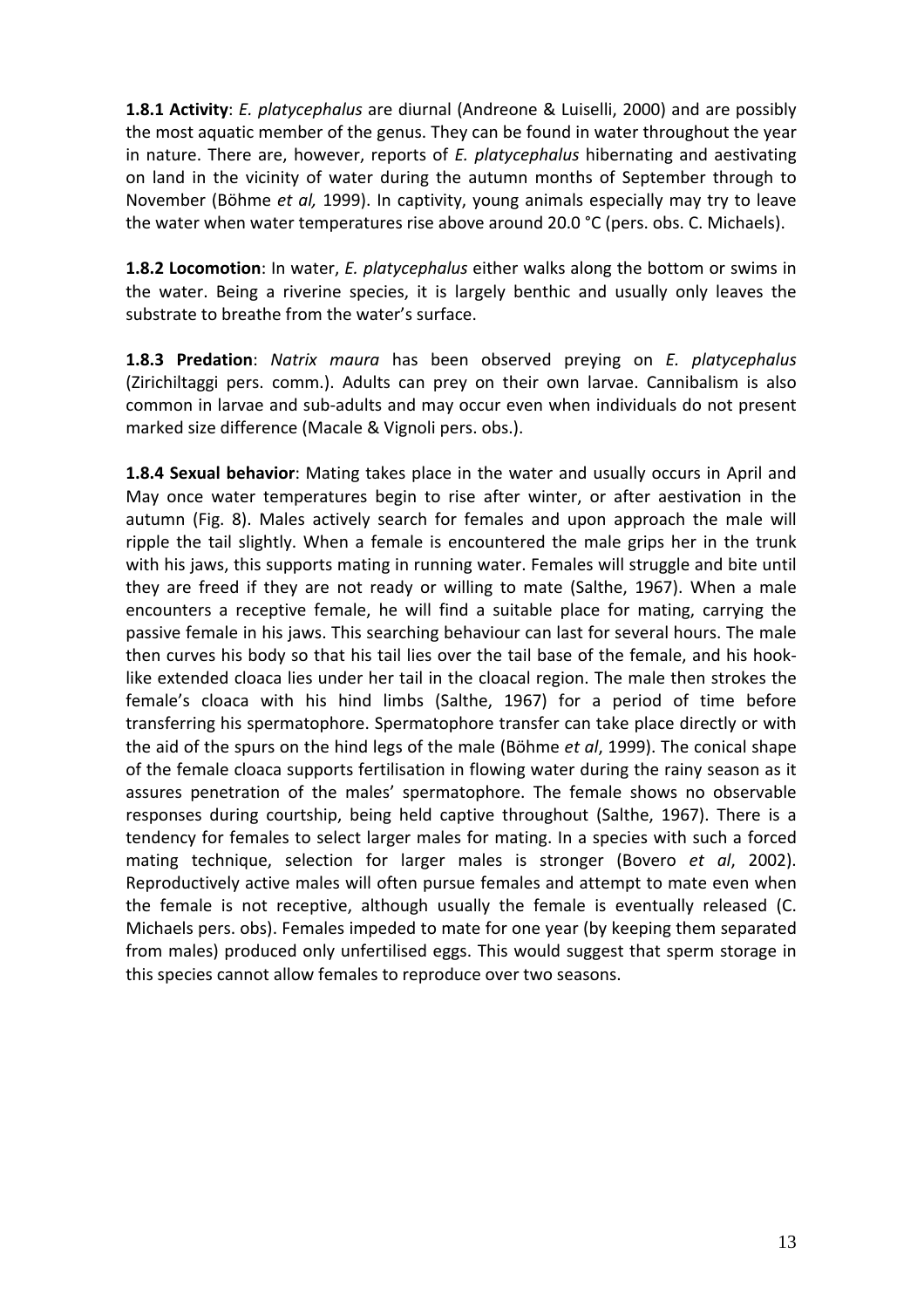**1.8.1 Activity**: *E. platycephalus* are diurnal (Andreone & Luiselli, 2000) and are possibly the most aquatic member of the genus. They can be found in water throughout the year in nature. There are, however, reports of *E. platycephalus* hibernating and aestivating on land in the vicinity of water during the autumn months of September through to November (Böhme *et al,* 1999). In captivity, young animals especially may try to leave the water when water temperatures rise above around 20.0 °C (pers. obs. C. Michaels).

**1.8.2 Locomotion**: In water, *E. platycephalus* either walks along the bottom or swims in the water. Being a riverine species, it is largely benthic and usually only leaves the substrate to breathe from the water's surface.

**1.8.3 Predation**: *Natrix maura* has been observed preying on *E. platycephalus* (Zirichiltaggi pers. comm.). Adults can prey on their own larvae. Cannibalism is also common in larvae and sub-adults and may occur even when individuals do not present marked size difference (Macale & Vignoli pers. obs.).

**1.8.4 Sexual behavior**: Mating takes place in the water and usually occurs in April and May once water temperatures begin to rise after winter, or after aestivation in the autumn (Fig. 8). Males actively search for females and upon approach the male will ripple the tail slightly. When a female is encountered the male grips her in the trunk with his jaws, this supports mating in running water. Females will struggle and bite until they are freed if they are not ready or willing to mate (Salthe, 1967). When a male encounters a receptive female, he will find a suitable place for mating, carrying the passive female in his jaws. This searching behaviour can last for several hours. The male then curves his body so that his tail lies over the tail base of the female, and his hook-like extended cloaca lies under her tail in the cloacal region. The male then strokes the female's cloaca with his hind limbs (Salthe, 1967) for a period of time before transferring his spermatophore. Spermatophore transfer can take place directly or with the aid of the spurs on the hind legs of the male (Böhme *et al*, 1999). The conical shape of the female cloaca supports fertilisation in flowing water during the rainy season as it assures penetration of the males' spermatophore. The female shows no observable responses during courtship, being held captive throughout (Salthe, 1967). There is a tendency for females to select larger males for mating. In a species with such a forced mating technique, selection for larger males is stronger (Bovero *et al*, 2002). Reproductively active males will often pursue females and attempt to mate even when the female is not receptive, although usually the female is eventually released (C. Michaels pers. obs). Females impeded to mate for one year (by keeping them separated from males) produced only unfertilised eggs. This would suggest that sperm storage in this species cannot allow females to reproduce over two seasons.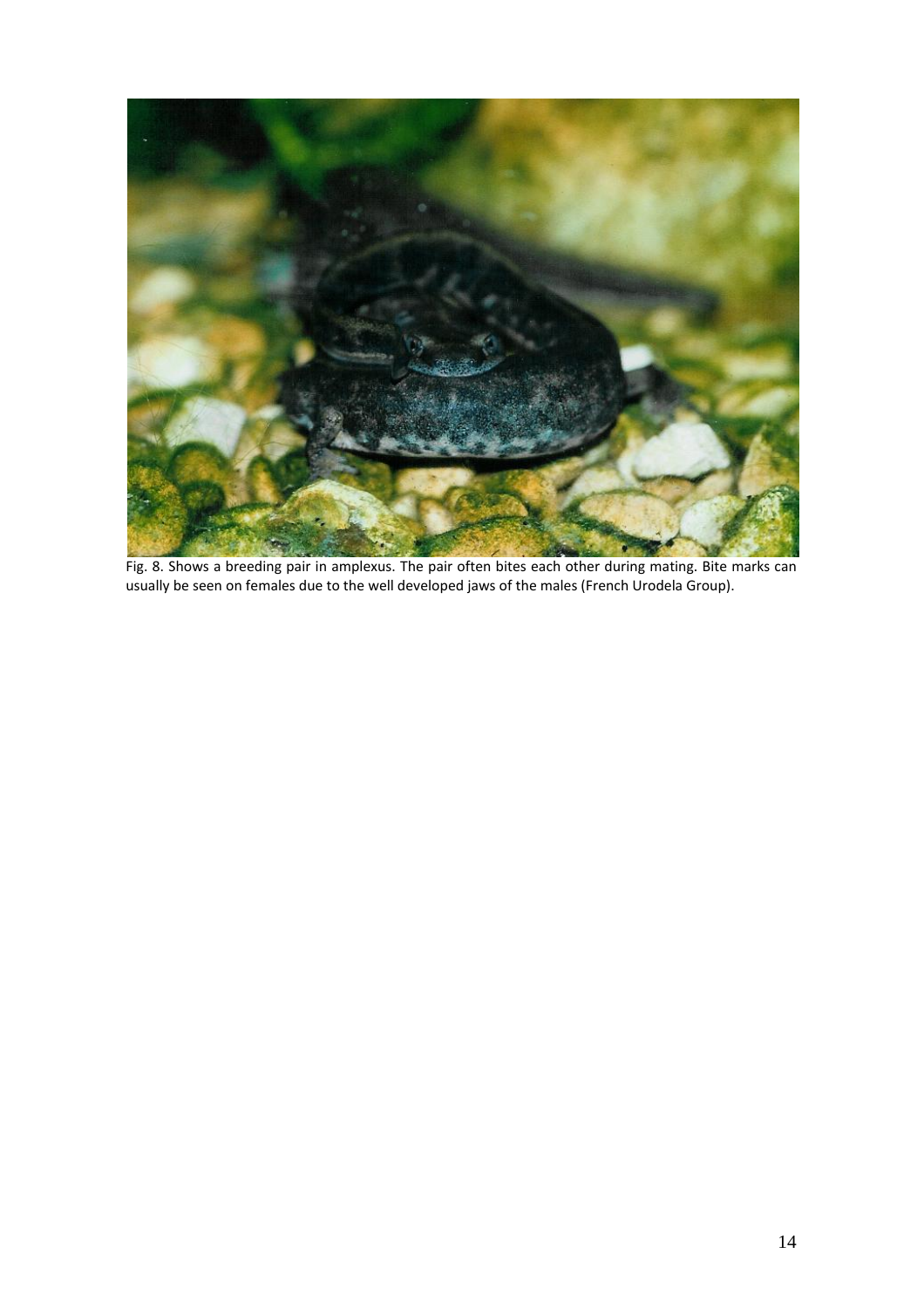Fig. 8. Shows a breeding pair in amplexus. The pair often bites each other during mating. Bite marks can usually be seen on females due to the well developed jaws of the males (French Urodela Group).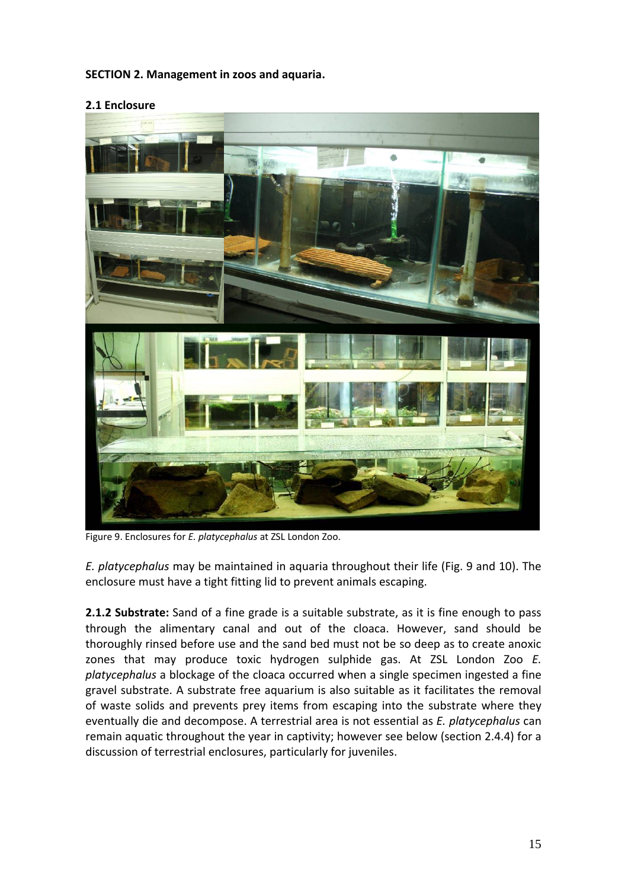## SECTION 2. Management in zoos and aquaria.

### 2.1 Enclosure

Figure 9. Enclosures for *E. platycephalus* at ZSL London Zoo.

*E. platycephalus* may be maintained in aquaria throughout their life (Fig. 9 and 10). The enclosure must have a tight fitting lid to prevent animals escaping.

**2.1.2 Substrate:** Sand of a fine grade is a suitable substrate, as it is fine enough to pass through the alimentary canal and out of the cloaca. However, sand should be thoroughly rinsed before use and the sand bed must not be so deep as to create anoxic zones that may produce toxic hydrogen sulphide gas. At ZSL London Zoo *E. platycephalus* a blockage of the cloaca occurred when a single specimen ingested a fine gravel substrate. A substrate free aquarium is also suitable as it facilitates the removal of waste solids and prevents prey items from escaping into the substrate where they eventually die and decompose. A terrestrial area is not essential as *E. platycephalus* can remain aquatic throughout the year in captivity; however see below (section 2.4.4) for a discussion of terrestrial enclosures, particularly for juveniles.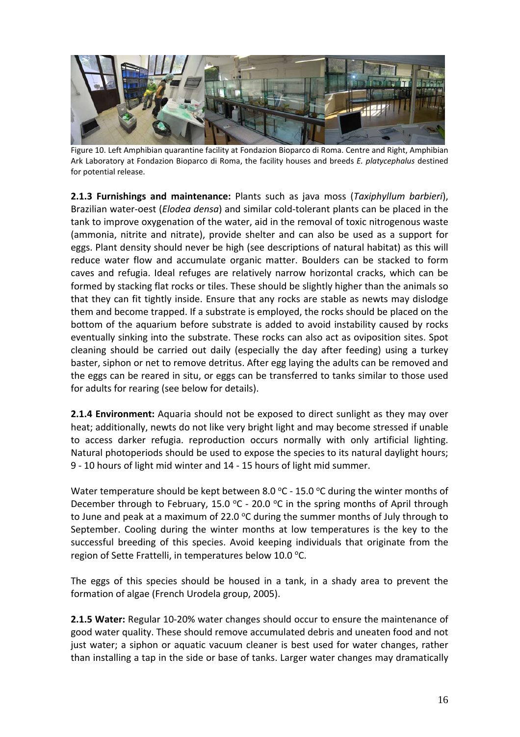Figure 10. Left Amphibian quarantine facility at Fondazion Bioparco di Roma. Centre and Right, Amphibian Ark Laboratory at Fondazion Bioparco di Roma, the facility houses and breeds *E. platycephalus* destined for potential release.

**2.1.3 Furnishings and maintenance:** Plants such as java moss (*Taxiphyllum barbieri*), Brazilian water-oest (*Elodea densa*) and similar cold-tolerant plants can be placed in the tank to improve oxygenation of the water, aid in the removal of toxic nitrogenous waste (ammonia, nitrite and nitrate), provide shelter and can also be used as a support for eggs. Plant density should never be high (see descriptions of natural habitat) as this will reduce water flow and accumulate organic matter. Boulders can be stacked to form caves and refugia. Ideal refuges are relatively narrow horizontal cracks, which can be formed by stacking flat rocks or tiles. These should be slightly higher than the animals so that they can fit tightly inside. Ensure that any rocks are stable as newts may dislodge them and become trapped. If a substrate is employed, the rocks should be placed on the bottom of the aquarium before substrate is added to avoid instability caused by rocks eventually sinking into the substrate. These rocks can also act as oviposition sites. Spot cleaning should be carried out daily (especially the day after feeding) using a turkey baster, siphon or net to remove detritus. After egg laying the adults can be removed and the eggs can be reared in situ, or eggs can be transferred to tanks similar to those used for adults for rearing (see below for details).

**2.1.4 Environment:** Aquaria should not be exposed to direct sunlight as they may over heat; additionally, newts do not like very bright light and may become stressed if unable to access darker refugia. reproduction occurs normally with only artificial lighting. Natural photoperiods should be used to expose the species to its natural daylight hours; 9 - 10 hours of light mid winter and 14 - 15 hours of light mid summer.

Water temperature should be kept between 8.0 °C - 15.0 °C during the winter months of December through to February, 15.0 °C - 20.0 °C in the spring months of April through to June and peak at a maximum of 22.0 °C during the summer months of July through to September. Cooling during the winter months at low temperatures is the key to the successful breeding of this species. Avoid keeping individuals that originate from the region of Sette Frattelli, in temperatures below 10.0 °C.

The eggs of this species should be housed in a tank, in a shady area to prevent the formation of algae (French Urodela group, 2005).

**2.1.5 Water:** Regular 10-20% water changes should occur to ensure the maintenance of good water quality. These should remove accumulated debris and uneaten food and not just water; a siphon or aquatic vacuum cleaner is best used for water changes, rather than installing a tap in the side or base of tanks. Larger water changes may dramatically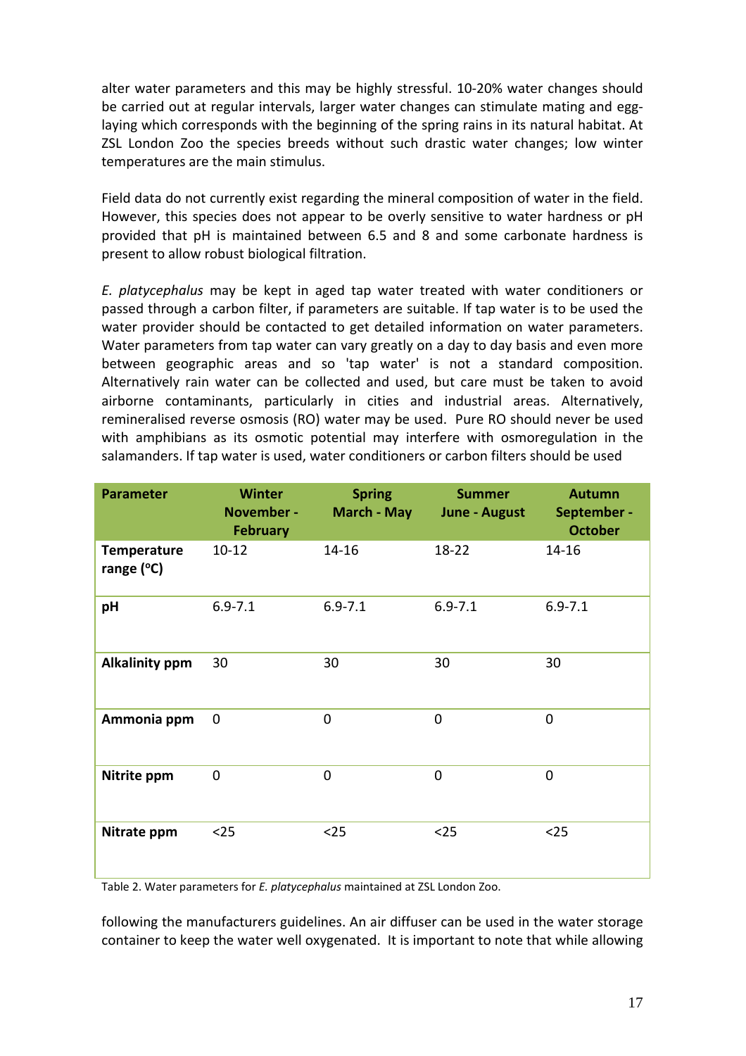alter water parameters and this may be highly stressful. 10-20% water changes should be carried out at regular intervals, larger water changes can stimulate mating and egg-laying which corresponds with the beginning of the spring rains in its natural habitat. At ZSL London Zoo the species breeds without such drastic water changes; low winter temperatures are the main stimulus.

Field data do not currently exist regarding the mineral composition of water in the field. However, this species does not appear to be overly sensitive to water hardness or pH provided that pH is maintained between 6.5 and 8 and some carbonate hardness is present to allow robust biological filtration.

*E. platycephalus* may be kept in aged tap water treated with water conditioners or passed through a carbon filter, if parameters are suitable. If tap water is to be used the water provider should be contacted to get detailed information on water parameters. Water parameters from tap water can vary greatly on a day to day basis and even more between geographic areas and so 'tap water' is not a standard composition. Alternatively rain water can be collected and used, but care must be taken to avoid airborne contaminants, particularly in cities and industrial areas. Alternatively, remineralised reverse osmosis (RO) water may be used. Pure RO should never be used with amphibians as its osmotic potential may interfere with osmoregulation in the salamanders. If tap water is used, water conditioners or carbon filters should be used

| Parameter | Winter November - February | Spring March - May | Summer June - August | Autumn September - October |
|---|---|---|---|---|
| Temperature range (°C) | 10-12 | 14-16 | 18-22 | 14-16 |
| pH | 6.9-7.1 | 6.9-7.1 | 6.9-7.1 | 6.9-7.1 |
| Alkalinity ppm | 30 | 30 | 30 | 30 |
| Ammonia ppm | 0 | 0 | 0 | 0 |
| Nitrite ppm | 0 | 0 | 0 | 0 |
| Nitrate ppm | <25 | <25 | <25 | <25 |

Table 2. Water parameters for *E. platycephalus* maintained at ZSL London Zoo.

following the manufacturers guidelines. An air diffuser can be used in the water storage container to keep the water well oxygenated. It is important to note that while allowing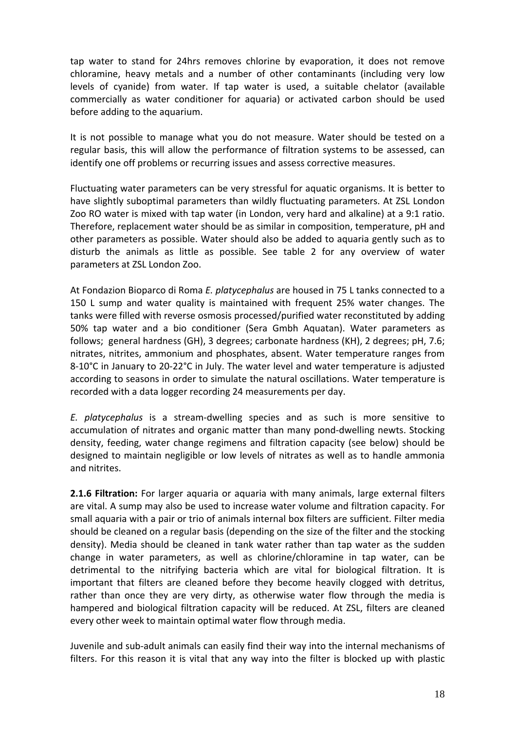tap water to stand for 24hrs removes chlorine by evaporation, it does not remove chloramine, heavy metals and a number of other contaminants (including very low levels of cyanide) from water. If tap water is used, a suitable chelator (available commercially as water conditioner for aquaria) or activated carbon should be used before adding to the aquarium.

It is not possible to manage what you do not measure. Water should be tested on a regular basis, this will allow the performance of filtration systems to be assessed, can identify one off problems or recurring issues and assess corrective measures.

Fluctuating water parameters can be very stressful for aquatic organisms. It is better to have slightly suboptimal parameters than wildly fluctuating parameters. At ZSL London Zoo RO water is mixed with tap water (in London, very hard and alkaline) at a 9:1 ratio. Therefore, replacement water should be as similar in composition, temperature, pH and other parameters as possible. Water should also be added to aquaria gently such as to disturb the animals as little as possible. See table 2 for any overview of water parameters at ZSL London Zoo.

At Fondazion Bioparco di Roma *E. platycephalus* are housed in 75 L tanks connected to a 150 L sump and water quality is maintained with frequent 25% water changes. The tanks were filled with reverse osmosis processed/purified water reconstituted by adding 50% tap water and a bio conditioner (Sera Gmbh Aquatan). Water parameters as follows; general hardness (GH), 3 degrees; carbonate hardness (KH), 2 degrees; pH, 7.6; nitrates, nitrites, ammonium and phosphates, absent. Water temperature ranges from 8-10°C in January to 20-22°C in July. The water level and water temperature is adjusted according to seasons in order to simulate the natural oscillations. Water temperature is recorded with a data logger recording 24 measurements per day.

*E. platycephalus* is a stream-dwelling species and as such is more sensitive to accumulation of nitrates and organic matter than many pond-dwelling newts. Stocking density, feeding, water change regimens and filtration capacity (see below) should be designed to maintain negligible or low levels of nitrates as well as to handle ammonia and nitrites.

**2.1.6 Filtration:** For larger aquaria or aquaria with many animals, large external filters are vital. A sump may also be used to increase water volume and filtration capacity. For small aquaria with a pair or trio of animals internal box filters are sufficient. Filter media should be cleaned on a regular basis (depending on the size of the filter and the stocking density). Media should be cleaned in tank water rather than tap water as the sudden change in water parameters, as well as chlorine/chloramine in tap water, can be detrimental to the nitrifying bacteria which are vital for biological filtration. It is important that filters are cleaned before they become heavily clogged with detritus, rather than once they are very dirty, as otherwise water flow through the media is hampered and biological filtration capacity will be reduced. At ZSL, filters are cleaned every other week to maintain optimal water flow through media.

Juvenile and sub-adult animals can easily find their way into the internal mechanisms of filters. For this reason it is vital that any way into the filter is blocked up with plastic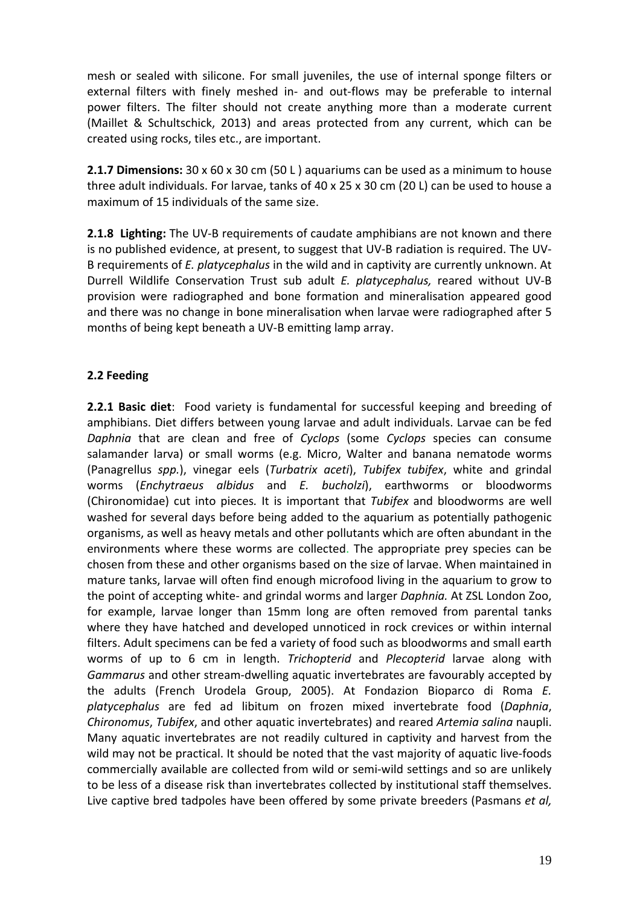mesh or sealed with silicone. For small juveniles, the use of internal sponge filters or external filters with finely meshed in- and out-flows may be preferable to internal power filters. The filter should not create anything more than a moderate current (Maillet & Schultschick, 2013) and areas protected from any current, which can be created using rocks, tiles etc., are important.

**2.1.7 Dimensions:** 30 x 60 x 30 cm (50 L ) aquariums can be used as a minimum to house three adult individuals. For larvae, tanks of 40 x 25 x 30 cm (20 L) can be used to house a maximum of 15 individuals of the same size.

**2.1.8 Lighting:** The UV-B requirements of caudate amphibians are not known and there is no published evidence, at present, to suggest that UV-B radiation is required. The UV-B requirements of *E. platycephalus* in the wild and in captivity are currently unknown. At Durrell Wildlife Conservation Trust sub adult *E. platycephalus,* reared without UV-B provision were radiographed and bone formation and mineralisation appeared good and there was no change in bone mineralisation when larvae were radiographed after 5 months of being kept beneath a UV-B emitting lamp array.

### 2.2 Feeding

**2.2.1 Basic diet**: Food variety is fundamental for successful keeping and breeding of amphibians. Diet differs between young larvae and adult individuals. Larvae can be fed *Daphnia* that are clean and free of *Cyclops* (some *Cyclops* species can consume salamander larva) or small worms (e.g. Micro, Walter and banana nematode worms (Panagrellus *spp.*), vinegar eels (*Turbatrix aceti*), *Tubifex tubifex*, white and grindal worms (*Enchytraeus albidus* and *E. bucholzi*), earthworms or bloodworms (Chironomidae) cut into pieces. It is important that *Tubifex* and bloodworms are well washed for several days before being added to the aquarium as potentially pathogenic organisms, as well as heavy metals and other pollutants which are often abundant in the environments where these worms are collected. The appropriate prey species can be chosen from these and other organisms based on the size of larvae. When maintained in mature tanks, larvae will often find enough microfood living in the aquarium to grow to the point of accepting white- and grindal worms and larger *Daphnia.* At ZSL London Zoo, for example, larvae longer than 15mm long are often removed from parental tanks where they have hatched and developed unnoticed in rock crevices or within internal filters. Adult specimens can be fed a variety of food such as bloodworms and small earth worms of up to 6 cm in length. *Trichopterid* and *Plecopterid* larvae along with *Gammarus* and other stream-dwelling aquatic invertebrates are favourably accepted by the adults (French Urodela Group, 2005). At Fondazion Bioparco di Roma *E. platycephalus* are fed ad libitum on frozen mixed invertebrate food (*Daphnia*, *Chironomus*, *Tubifex*, and other aquatic invertebrates) and reared *Artemia salina* naupli. Many aquatic invertebrates are not readily cultured in captivity and harvest from the wild may not be practical. It should be noted that the vast majority of aquatic live-foods commercially available are collected from wild or semi-wild settings and so are unlikely to be less of a disease risk than invertebrates collected by institutional staff themselves. Live captive bred tadpoles have been offered by some private breeders (Pasmans *et al,*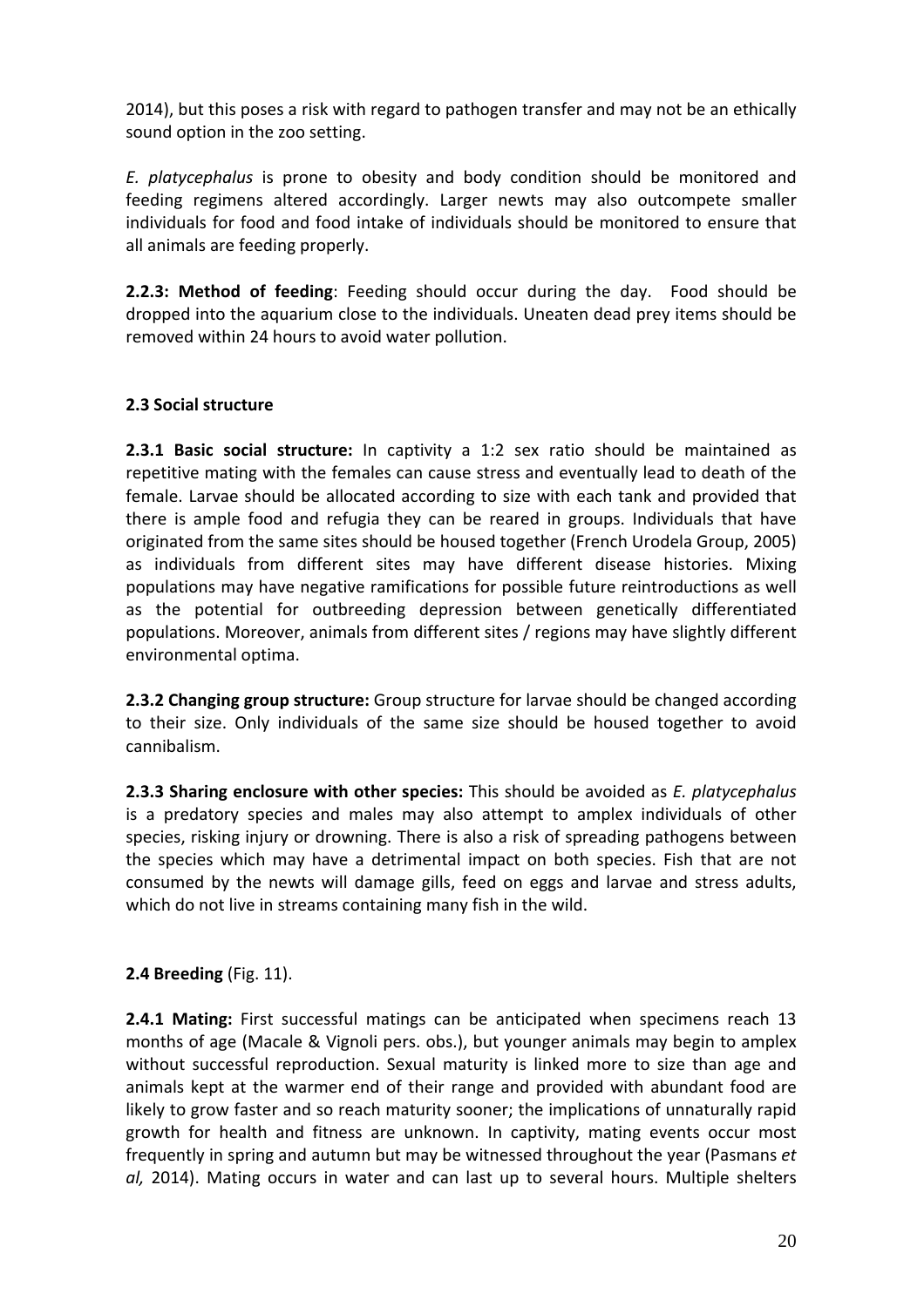2014), but this poses a risk with regard to pathogen transfer and may not be an ethically sound option in the zoo setting.

*E. platycephalus* is prone to obesity and body condition should be monitored and feeding regimens altered accordingly. Larger newts may also outcompete smaller individuals for food and food intake of individuals should be monitored to ensure that all animals are feeding properly.

**2.2.3: Method of feeding**: Feeding should occur during the day. Food should be dropped into the aquarium close to the individuals. Uneaten dead prey items should be removed within 24 hours to avoid water pollution.

### 2.3 Social structure

**2.3.1 Basic social structure:** In captivity a 1:2 sex ratio should be maintained as repetitive mating with the females can cause stress and eventually lead to death of the female. Larvae should be allocated according to size with each tank and provided that there is ample food and refugia they can be reared in groups. Individuals that have originated from the same sites should be housed together (French Urodela Group, 2005) as individuals from different sites may have different disease histories. Mixing populations may have negative ramifications for possible future reintroductions as well as the potential for outbreeding depression between genetically differentiated populations. Moreover, animals from different sites / regions may have slightly different environmental optima.

**2.3.2 Changing group structure:** Group structure for larvae should be changed according to their size. Only individuals of the same size should be housed together to avoid cannibalism.

**2.3.3 Sharing enclosure with other species:** This should be avoided as *E. platycephalus* is a predatory species and males may also attempt to amplex individuals of other species, risking injury or drowning. There is also a risk of spreading pathogens between the species which may have a detrimental impact on both species. Fish that are not consumed by the newts will damage gills, feed on eggs and larvae and stress adults, which do not live in streams containing many fish in the wild.

### 2.4 Breeding (Fig. 11).

**2.4.1 Mating:** First successful matings can be anticipated when specimens reach 13 months of age (Macale & Vignoli pers. obs.), but younger animals may begin to amplex without successful reproduction. Sexual maturity is linked more to size than age and animals kept at the warmer end of their range and provided with abundant food are likely to grow faster and so reach maturity sooner; the implications of unnaturally rapid growth for health and fitness are unknown. In captivity, mating events occur most frequently in spring and autumn but may be witnessed throughout the year (Pasmans *et al,* 2014). Mating occurs in water and can last up to several hours. Multiple shelters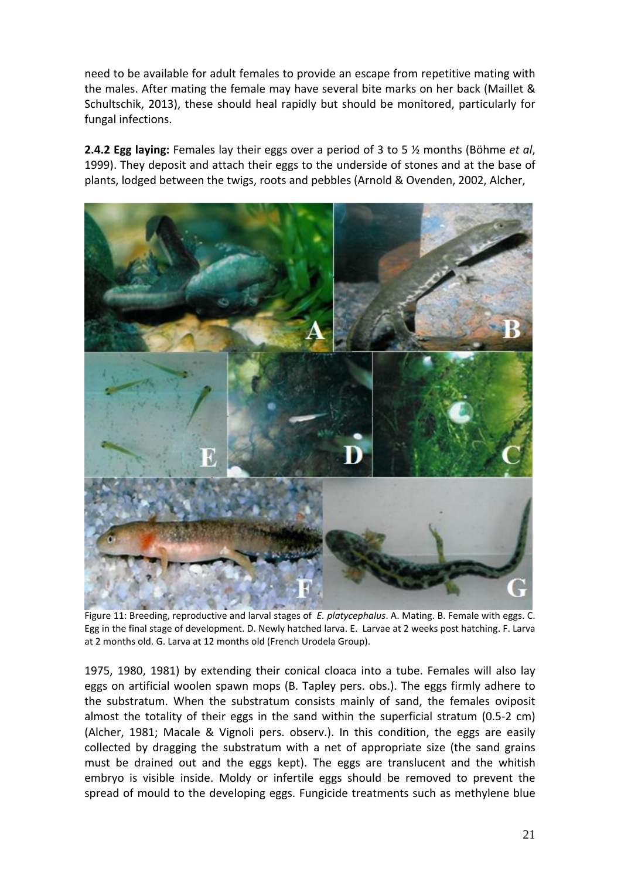need to be available for adult females to provide an escape from repetitive mating with the males. After mating the female may have several bite marks on her back (Maillet & Schultschik, 2013), these should heal rapidly but should be monitored, particularly for fungal infections.

**2.4.2 Egg laying:** Females lay their eggs over a period of 3 to 5 ½ months (Böhme *et al*, 1999). They deposit and attach their eggs to the underside of stones and at the base of plants, lodged between the twigs, roots and pebbles (Arnold & Ovenden, 2002, Alcher, 1975, 1980, 1981) by extending their conical cloaca into a tube. Females will also lay eggs on artificial woolen spawn mops (B. Tapley pers. obs.). The eggs firmly adhere to the substratum. When the substratum consists mainly of sand, the females oviposit almost the totality of their eggs in the sand within the superficial stratum (0.5-2 cm) (Alcher, 1981; Macale & Vignoli pers. observ.). In this condition, the eggs are easily collected by dragging the substratum with a net of appropriate size (the sand grains must be drained out and the eggs kept). The eggs are translucent and the whitish embryo is visible inside. Moldy or infertile eggs should be removed to prevent the spread of mould to the developing eggs. Fungicide treatments such as methylene blue

Figure 11: Breeding, reproductive and larval stages of *E. platycephalus*. A. Mating. B. Female with eggs. C. Egg in the final stage of development. D. Newly hatched larva. E. Larvae at 2 weeks post hatching. F. Larva at 2 months old. G. Larva at 12 months old (French Urodela Group).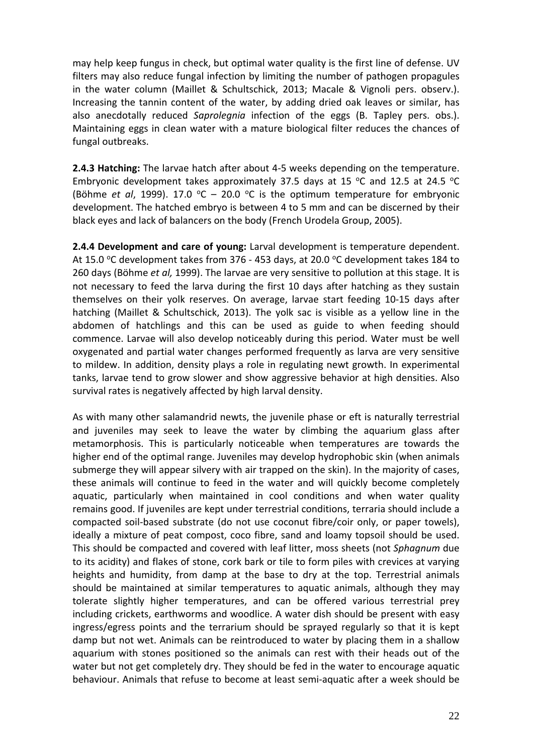may help keep fungus in check, but optimal water quality is the first line of defense. UV filters may also reduce fungal infection by limiting the number of pathogen propagules in the water column (Maillet & Schultschick, 2013; Macale & Vignoli pers. observ.). Increasing the tannin content of the water, by adding dried oak leaves or similar, has also anecdotally reduced *Saprolegnia* infection of the eggs (B. Tapley pers. obs.). Maintaining eggs in clean water with a mature biological filter reduces the chances of fungal outbreaks.

**2.4.3 Hatching:** The larvae hatch after about 4-5 weeks depending on the temperature. Embryonic development takes approximately 37.5 days at 15 °C and 12.5 at 24.5 °C (Böhme *et al*, 1999). 17.0 °C – 20.0 °C is the optimum temperature for embryonic development. The hatched embryo is between 4 to 5 mm and can be discerned by their black eyes and lack of balancers on the body (French Urodela Group, 2005).

**2.4.4 Development and care of young:** Larval development is temperature dependent. At 15.0 °C development takes from 376 - 453 days, at 20.0 °C development takes 184 to 260 days (Böhme *et al,* 1999). The larvae are very sensitive to pollution at this stage. It is not necessary to feed the larva during the first 10 days after hatching as they sustain themselves on their yolk reserves. On average, larvae start feeding 10-15 days after hatching (Maillet & Schultschick, 2013). The yolk sac is visible as a yellow line in the abdomen of hatchlings and this can be used as guide to when feeding should commence. Larvae will also develop noticeably during this period. Water must be well oxygenated and partial water changes performed frequently as larva are very sensitive to mildew. In addition, density plays a role in regulating newt growth. In experimental tanks, larvae tend to grow slower and show aggressive behavior at high densities. Also survival rates is negatively affected by high larval density.

As with many other salamandrid newts, the juvenile phase or eft is naturally terrestrial and juveniles may seek to leave the water by climbing the aquarium glass after metamorphosis. This is particularly noticeable when temperatures are towards the higher end of the optimal range. Juveniles may develop hydrophobic skin (when animals submerge they will appear silvery with air trapped on the skin). In the majority of cases, these animals will continue to feed in the water and will quickly become completely aquatic, particularly when maintained in cool conditions and when water quality remains good. If juveniles are kept under terrestrial conditions, terraria should include a compacted soil-based substrate (do not use coconut fibre/coir only, or paper towels), ideally a mixture of peat compost, coco fibre, sand and loamy topsoil should be used. This should be compacted and covered with leaf litter, moss sheets (not *Sphagnum* due to its acidity) and flakes of stone, cork bark or tile to form piles with crevices at varying heights and humidity, from damp at the base to dry at the top. Terrestrial animals should be maintained at similar temperatures to aquatic animals, although they may tolerate slightly higher temperatures, and can be offered various terrestrial prey including crickets, earthworms and woodlice. A water dish should be present with easy ingress/egress points and the terrarium should be sprayed regularly so that it is kept damp but not wet. Animals can be reintroduced to water by placing them in a shallow aquarium with stones positioned so the animals can rest with their heads out of the water but not get completely dry. They should be fed in the water to encourage aquatic behaviour. Animals that refuse to become at least semi-aquatic after a week should be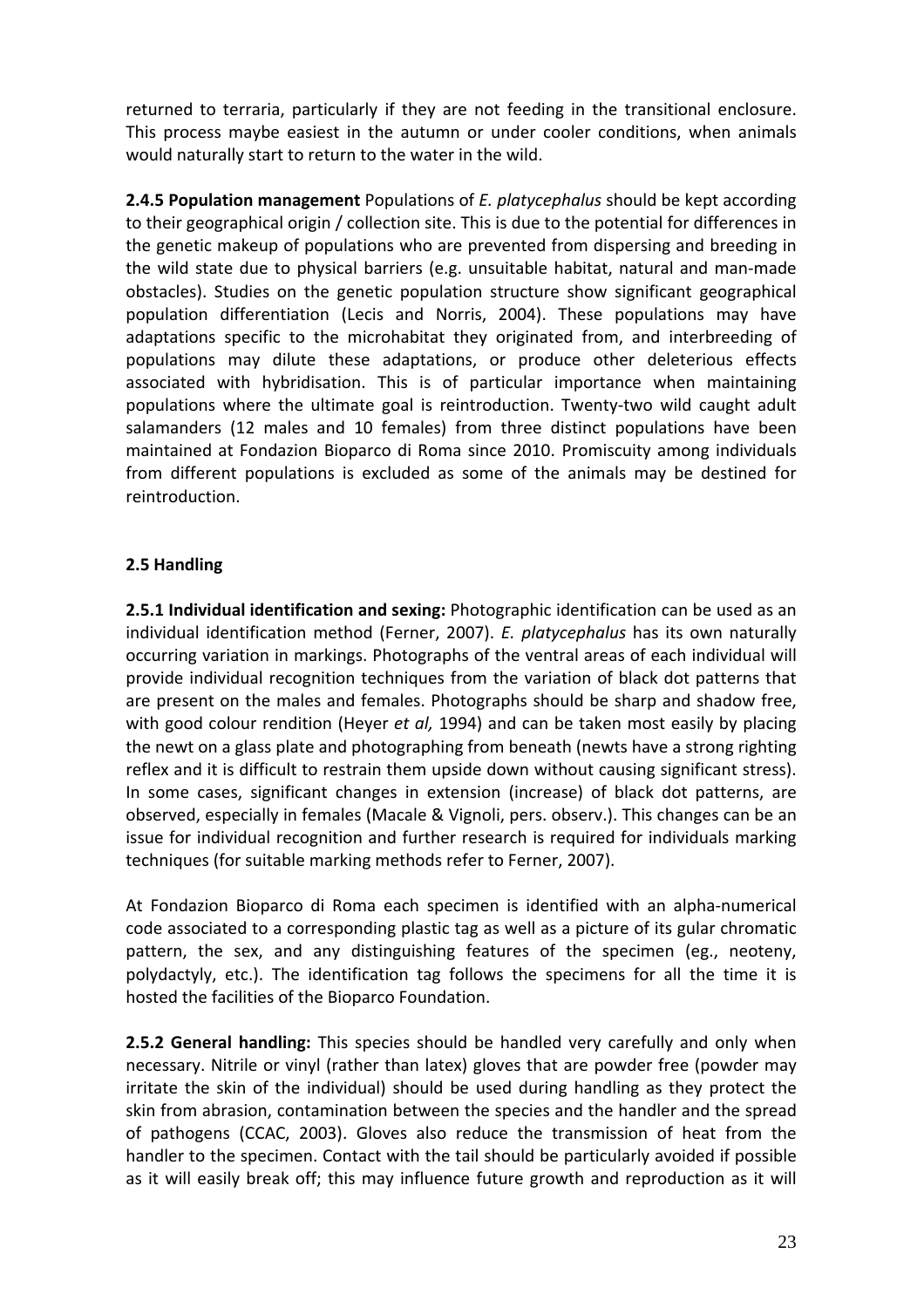returned to terraria, particularly if they are not feeding in the transitional enclosure. This process maybe easiest in the autumn or under cooler conditions, when animals would naturally start to return to the water in the wild.

**2.4.5 Population management** Populations of *E. platycephalus* should be kept according to their geographical origin / collection site. This is due to the potential for differences in the genetic makeup of populations who are prevented from dispersing and breeding in the wild state due to physical barriers (e.g. unsuitable habitat, natural and man-made obstacles). Studies on the genetic population structure show significant geographical population differentiation (Lecis and Norris, 2004). These populations may have adaptations specific to the microhabitat they originated from, and interbreeding of populations may dilute these adaptations, or produce other deleterious effects associated with hybridisation. This is of particular importance when maintaining populations where the ultimate goal is reintroduction. Twenty-two wild caught adult salamanders (12 males and 10 females) from three distinct populations have been maintained at Fondazion Bioparco di Roma since 2010. Promiscuity among individuals from different populations is excluded as some of the animals may be destined for reintroduction.

### 2.5 Handling

**2.5.1 Individual identification and sexing:** Photographic identification can be used as an individual identification method (Ferner, 2007). *E. platycephalus* has its own naturally occurring variation in markings. Photographs of the ventral areas of each individual will provide individual recognition techniques from the variation of black dot patterns that are present on the males and females. Photographs should be sharp and shadow free, with good colour rendition (Heyer *et al,* 1994) and can be taken most easily by placing the newt on a glass plate and photographing from beneath (newts have a strong righting reflex and it is difficult to restrain them upside down without causing significant stress). In some cases, significant changes in extension (increase) of black dot patterns, are observed, especially in females (Macale & Vignoli, pers. observ.). This changes can be an issue for individual recognition and further research is required for individuals marking techniques (for suitable marking methods refer to Ferner, 2007).

At Fondazion Bioparco di Roma each specimen is identified with an alpha-numerical code associated to a corresponding plastic tag as well as a picture of its gular chromatic pattern, the sex, and any distinguishing features of the specimen (eg., neoteny, polydactyly, etc.). The identification tag follows the specimens for all the time it is hosted the facilities of the Bioparco Foundation.

**2.5.2 General handling:** This species should be handled very carefully and only when necessary. Nitrile or vinyl (rather than latex) gloves that are powder free (powder may irritate the skin of the individual) should be used during handling as they protect the skin from abrasion, contamination between the species and the handler and the spread of pathogens (CCAC, 2003). Gloves also reduce the transmission of heat from the handler to the specimen. Contact with the tail should be particularly avoided if possible as it will easily break off; this may influence future growth and reproduction as it will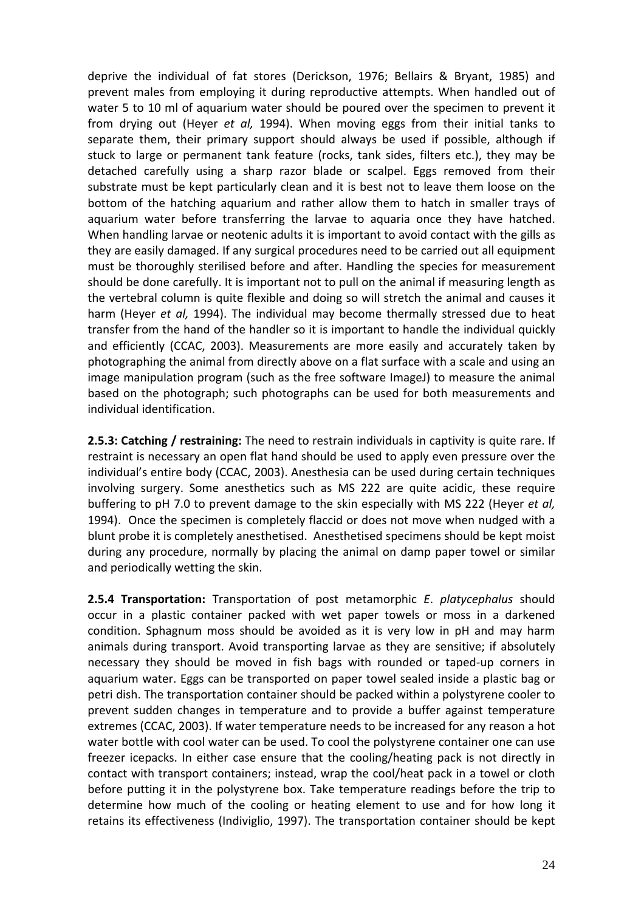deprive the individual of fat stores (Derickson, 1976; Bellairs & Bryant, 1985) and prevent males from employing it during reproductive attempts. When handled out of water 5 to 10 ml of aquarium water should be poured over the specimen to prevent it from drying out (Heyer *et al,* 1994). When moving eggs from their initial tanks to separate them, their primary support should always be used if possible, although if stuck to large or permanent tank feature (rocks, tank sides, filters etc.), they may be detached carefully using a sharp razor blade or scalpel. Eggs removed from their substrate must be kept particularly clean and it is best not to leave them loose on the bottom of the hatching aquarium and rather allow them to hatch in smaller trays of aquarium water before transferring the larvae to aquaria once they have hatched. When handling larvae or neotenic adults it is important to avoid contact with the gills as they are easily damaged. If any surgical procedures need to be carried out all equipment must be thoroughly sterilised before and after. Handling the species for measurement should be done carefully. It is important not to pull on the animal if measuring length as the vertebral column is quite flexible and doing so will stretch the animal and causes it harm (Heyer *et al,* 1994). The individual may become thermally stressed due to heat transfer from the hand of the handler so it is important to handle the individual quickly and efficiently (CCAC, 2003). Measurements are more easily and accurately taken by photographing the animal from directly above on a flat surface with a scale and using an image manipulation program (such as the free software ImageJ) to measure the animal based on the photograph; such photographs can be used for both measurements and individual identification.

**2.5.3: Catching / restraining:** The need to restrain individuals in captivity is quite rare. If restraint is necessary an open flat hand should be used to apply even pressure over the individual's entire body (CCAC, 2003). Anesthesia can be used during certain techniques involving surgery. Some anesthetics such as MS 222 are quite acidic, these require buffering to pH 7.0 to prevent damage to the skin especially with MS 222 (Heyer *et al,* 1994). Once the specimen is completely flaccid or does not move when nudged with a blunt probe it is completely anesthetised. Anesthetised specimens should be kept moist during any procedure, normally by placing the animal on damp paper towel or similar and periodically wetting the skin.

**2.5.4 Transportation:** Transportation of post metamorphic *E. platycephalus* should occur in a plastic container packed with wet paper towels or moss in a darkened condition. Sphagnum moss should be avoided as it is very low in pH and may harm animals during transport. Avoid transporting larvae as they are sensitive; if absolutely necessary they should be moved in fish bags with rounded or taped-up corners in aquarium water. Eggs can be transported on paper towel sealed inside a plastic bag or petri dish. The transportation container should be packed within a polystyrene cooler to prevent sudden changes in temperature and to provide a buffer against temperature extremes (CCAC, 2003). If water temperature needs to be increased for any reason a hot water bottle with cool water can be used. To cool the polystyrene container one can use freezer icepacks. In either case ensure that the cooling/heating pack is not directly in contact with transport containers; instead, wrap the cool/heat pack in a towel or cloth before putting it in the polystyrene box. Take temperature readings before the trip to determine how much of the cooling or heating element to use and for how long it retains its effectiveness (Indiviglio, 1997). The transportation container should be kept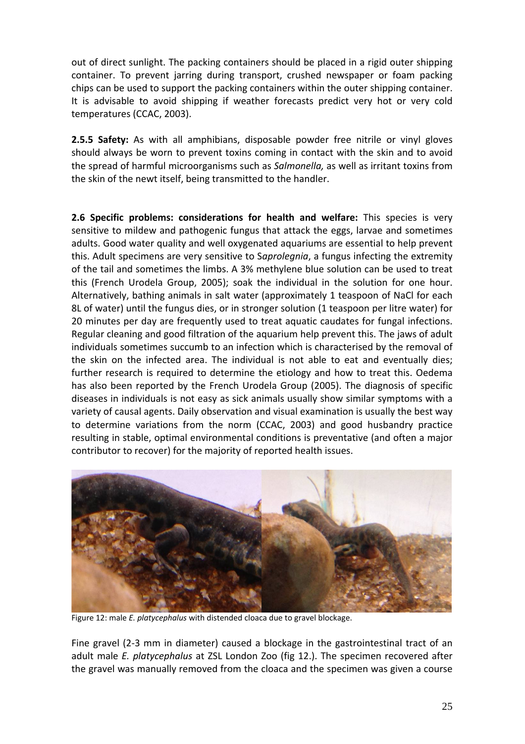out of direct sunlight. The packing containers should be placed in a rigid outer shipping container. To prevent jarring during transport, crushed newspaper or foam packing chips can be used to support the packing containers within the outer shipping container. It is advisable to avoid shipping if weather forecasts predict very hot or very cold temperatures (CCAC, 2003).

**2.5.5 Safety:** As with all amphibians, disposable powder free nitrile or vinyl gloves should always be worn to prevent toxins coming in contact with the skin and to avoid the spread of harmful microorganisms such as *Salmonella,* as well as irritant toxins from the skin of the newt itself, being transmitted to the handler.

**2.6 Specific problems: considerations for health and welfare:** This species is very sensitive to mildew and pathogenic fungus that attack the eggs, larvae and sometimes adults. Good water quality and well oxygenated aquariums are essential to help prevent this. Adult specimens are very sensitive to S*aprolegnia*, a fungus infecting the extremity of the tail and sometimes the limbs. A 3% methylene blue solution can be used to treat this (French Urodela Group, 2005); soak the individual in the solution for one hour. Alternatively, bathing animals in salt water (approximately 1 teaspoon of NaCl for each 8L of water) until the fungus dies, or in stronger solution (1 teaspoon per litre water) for 20 minutes per day are frequently used to treat aquatic caudates for fungal infections. Regular cleaning and good filtration of the aquarium help prevent this. The jaws of adult individuals sometimes succumb to an infection which is characterised by the removal of the skin on the infected area. The individual is not able to eat and eventually dies; further research is required to determine the etiology and how to treat this. Oedema has also been reported by the French Urodela Group (2005). The diagnosis of specific diseases in individuals is not easy as sick animals usually show similar symptoms with a variety of causal agents. Daily observation and visual examination is usually the best way to determine variations from the norm (CCAC, 2003) and good husbandry practice resulting in stable, optimal environmental conditions is preventative (and often a major contributor to recover) for the majority of reported health issues.

Figure 12: male *E. platycephalus* with distended cloaca due to gravel blockage.

Fine gravel (2-3 mm in diameter) caused a blockage in the gastrointestinal tract of an adult male *E. platycephalus* at ZSL London Zoo (fig 12.). The specimen recovered after the gravel was manually removed from the cloaca and the specimen was given a course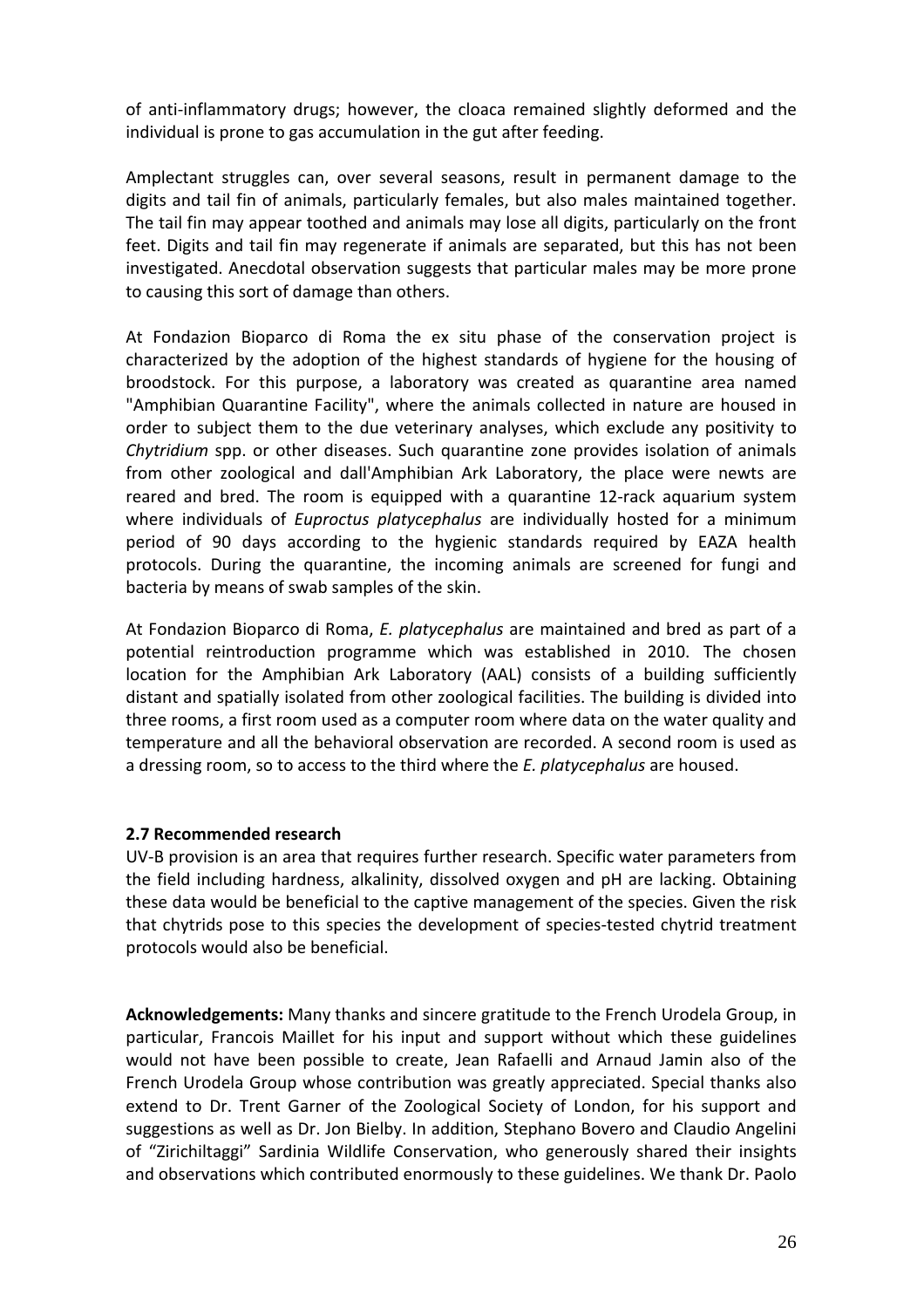of anti-inflammatory drugs; however, the cloaca remained slightly deformed and the individual is prone to gas accumulation in the gut after feeding.

Amplectant struggles can, over several seasons, result in permanent damage to the digits and tail fin of animals, particularly females, but also males maintained together. The tail fin may appear toothed and animals may lose all digits, particularly on the front feet. Digits and tail fin may regenerate if animals are separated, but this has not been investigated. Anecdotal observation suggests that particular males may be more prone to causing this sort of damage than others.

At Fondazion Bioparco di Roma the ex situ phase of the conservation project is characterized by the adoption of the highest standards of hygiene for the housing of broodstock. For this purpose, a laboratory was created as quarantine area named "Amphibian Quarantine Facility", where the animals collected in nature are housed in order to subject them to the due veterinary analyses, which exclude any positivity to *Chytridium* spp. or other diseases. Such quarantine zone provides isolation of animals from other zoological and dall'Amphibian Ark Laboratory, the place were newts are reared and bred. The room is equipped with a quarantine 12-rack aquarium system where individuals of *Euproctus platycephalus* are individually hosted for a minimum period of 90 days according to the hygienic standards required by EAZA health protocols. During the quarantine, the incoming animals are screened for fungi and bacteria by means of swab samples of the skin.

At Fondazion Bioparco di Roma, *E. platycephalus* are maintained and bred as part of a potential reintroduction programme which was established in 2010. The chosen location for the Amphibian Ark Laboratory (AAL) consists of a building sufficiently distant and spatially isolated from other zoological facilities. The building is divided into three rooms, a first room used as a computer room where data on the water quality and temperature and all the behavioral observation are recorded. A second room is used as a dressing room, so to access to the third where the *E. platycephalus* are housed.

### 2.7 Recommended research

UV-B provision is an area that requires further research. Specific water parameters from the field including hardness, alkalinity, dissolved oxygen and pH are lacking. Obtaining these data would be beneficial to the captive management of the species. Given the risk that chytrids pose to this species the development of species-tested chytrid treatment protocols would also be beneficial.

**Acknowledgements:** Many thanks and sincere gratitude to the French Urodela Group, in particular, Francois Maillet for his input and support without which these guidelines would not have been possible to create, Jean Rafaelli and Arnaud Jamin also of the French Urodela Group whose contribution was greatly appreciated. Special thanks also extend to Dr. Trent Garner of the Zoological Society of London, for his support and suggestions as well as Dr. Jon Bielby. In addition, Stephano Bovero and Claudio Angelini of "Zirichiltaggi" Sardinia Wildlife Conservation, who generously shared their insights and observations which contributed enormously to these guidelines. We thank Dr. Paolo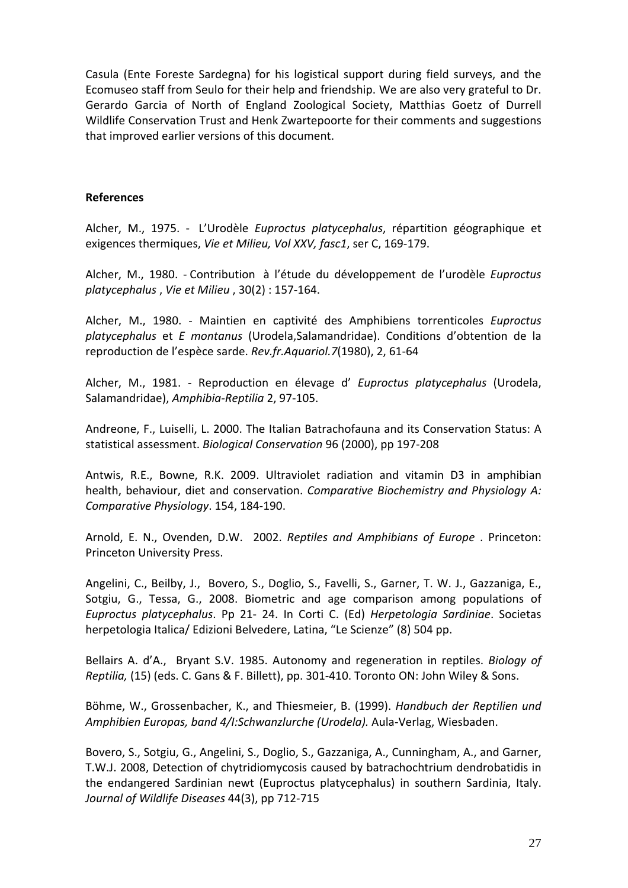Casula (Ente Foreste Sardegna) for his logistical support during field surveys, and the Ecomuseo staff from Seulo for their help and friendship. We are also very grateful to Dr. Gerardo Garcia of North of England Zoological Society, Matthias Goetz of Durrell Wildlife Conservation Trust and Henk Zwartepoorte for their comments and suggestions that improved earlier versions of this document.

**References**

Alcher, M., 1975. - L'Urodèle *Euproctus platycephalus*, répartition géographique et exigences thermiques, *Vie et Milieu, Vol XXV, fasc1*, ser C, 169-179.

Alcher, M., 1980. - Contribution à l'étude du développement de l'urodèle *Euproctus platycephalus* , *Vie et Milieu* , 30(2) : 157-164.

Alcher, M., 1980. - Maintien en captivité des Amphibiens torrenticoles *Euproctus platycephalus* et *E montanus* (Urodela,Salamandridae). Conditions d'obtention de la reproduction de l'espèce sarde. *Rev.fr.Aquariol.7*(1980), 2, 61-64

Alcher, M., 1981. - Reproduction en élevage d' *Euproctus platycephalus* (Urodela, Salamandridae), *Amphibia-Reptilia* 2, 97-105.

Andreone, F., Luiselli, L. 2000. The Italian Batrachofauna and its Conservation Status: A statistical assessment. *Biological Conservation* 96 (2000), pp 197-208

Antwis, R.E., Bowne, R.K. 2009. Ultraviolet radiation and vitamin D3 in amphibian health, behaviour, diet and conservation. *Comparative Biochemistry and Physiology A: Comparative Physiology*. 154, 184-190.

Arnold, E. N., Ovenden, D.W. 2002. *Reptiles and Amphibians of Europe* . Princeton: Princeton University Press.

Angelini, C., Beilby, J., Bovero, S., Doglio, S., Favelli, S., Garner, T. W. J., Gazzaniga, E., Sotgiu, G., Tessa, G., 2008. Biometric and age comparison among populations of *Euproctus platycephalus*. Pp 21- 24. In Corti C. (Ed) *Herpetologia Sardiniae*. Societas herpetologia Italica/ Edizioni Belvedere, Latina, "Le Scienze" (8) 504 pp.

Bellairs A. d'A., Bryant S.V. 1985. Autonomy and regeneration in reptiles. *Biology of Reptilia,* (15) (eds. C. Gans & F. Billett), pp. 301-410. Toronto ON: John Wiley & Sons.

Böhme, W., Grossenbacher, K., and Thiesmeier, B. (1999). *Handbuch der Reptilien und Amphibien Europas, band 4/I:Schwanzlurche (Urodela).* Aula-Verlag, Wiesbaden.

Bovero, S., Sotgiu, G., Angelini, S., Doglio, S., Gazzaniga, A., Cunningham, A., and Garner, T.W.J. 2008, Detection of chytridiomycosis caused by batrachochtrium dendrobatidis in the endangered Sardinian newt (Euproctus platycephalus) in southern Sardinia, Italy. *Journal of Wildlife Diseases* 44(3), pp 712-715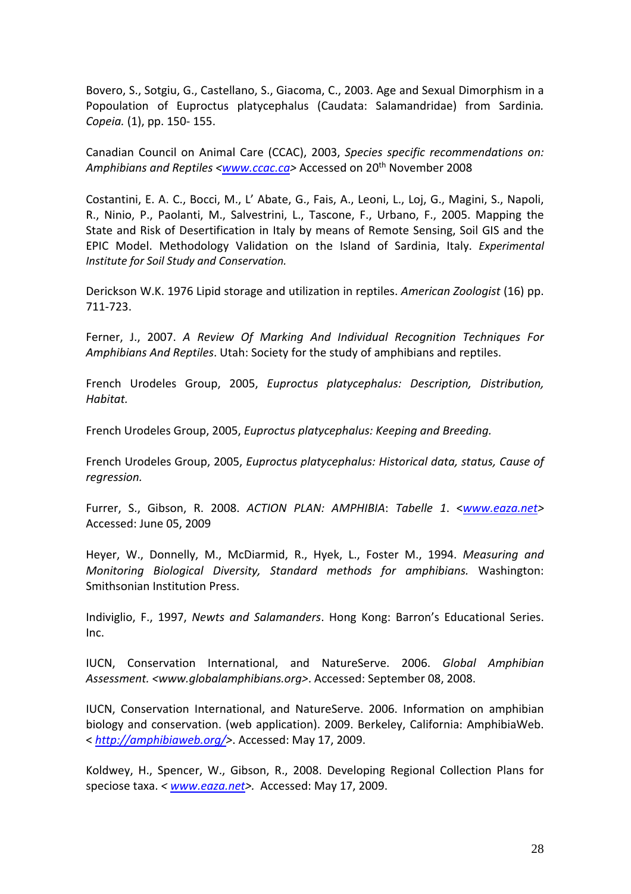Bovero, S., Sotgiu, G., Castellano, S., Giacoma, C., 2003. Age and Sexual Dimorphism in a Popoulation of Euproctus platycephalus (Caudata: Salamandridae) from Sardinia. *Copeia.* (1), pp. 150- 155.

Canadian Council on Animal Care (CCAC), 2003, *Species specific recommendations on: Amphibians and Reptiles* <www.ccac.ca> Accessed on 20th November 2008

Costantini, E. A. C., Bocci, M., L' Abate, G., Fais, A., Leoni, L., Loj, G., Magini, S., Napoli, R., Ninio, P., Paolanti, M., Salvestrini, L., Tascone, F., Urbano, F., 2005. Mapping the State and Risk of Desertification in Italy by means of Remote Sensing, Soil GIS and the EPIC Model. Methodology Validation on the Island of Sardinia, Italy. *Experimental Institute for Soil Study and Conservation.*

Derickson W.K. 1976 Lipid storage and utilization in reptiles. *American Zoologist* (16) pp. 711-723.

Ferner, J., 2007. *A Review Of Marking And Individual Recognition Techniques For Amphibians And Reptiles*. Utah: Society for the study of amphibians and reptiles.

French Urodeles Group, 2005, *Euproctus platycephalus: Description, Distribution, Habitat.*

French Urodeles Group, 2005, *Euproctus platycephalus: Keeping and Breeding.*

French Urodeles Group, 2005, *Euproctus platycephalus: Historical data, status, Cause of regression.*

Furrer, S., Gibson, R. 2008. *ACTION PLAN: AMPHIBIA*: *Tabelle 1*. <www.eaza.net> Accessed: June 05, 2009

Heyer, W., Donnelly, M., McDiarmid, R., Hyek, L., Foster M., 1994. *Measuring and Monitoring Biological Diversity, Standard methods for amphibians.* Washington: Smithsonian Institution Press.

Indiviglio, F., 1997, *Newts and Salamanders*. Hong Kong: Barron's Educational Series. Inc.

IUCN, Conservation International, and NatureServe. 2006. *Global Amphibian Assessment. <www.globalamphibians.org>*. Accessed: September 08, 2008.

IUCN, Conservation International, and NatureServe. 2006. Information on amphibian biology and conservation. (web application). 2009. Berkeley, California: AmphibiaWeb. < *http://amphibiaweb.org/*>. Accessed: May 17, 2009.

Koldwey, H., Spencer, W., Gibson, R., 2008. Developing Regional Collection Plans for speciose taxa. < *www.eaza.net*>*.* Accessed: May 17, 2009.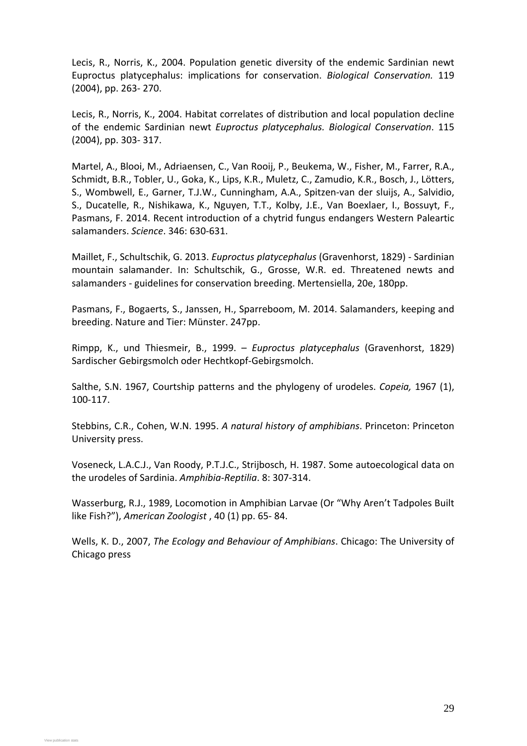Lecis, R., Norris, K., 2004. Population genetic diversity of the endemic Sardinian newt Euproctus platycephalus: implications for conservation. *Biological Conservation.* 119 (2004), pp. 263- 270.

Lecis, R., Norris, K., 2004. Habitat correlates of distribution and local population decline of the endemic Sardinian newt *Euproctus platycephalus. Biological Conservation*. 115 (2004), pp. 303- 317.

Martel, A., Blooi, M., Adriaensen, C., Van Rooij, P., Beukema, W., Fisher, M., Farrer, R.A., Schmidt, B.R., Tobler, U., Goka, K., Lips, K.R., Muletz, C., Zamudio, K.R., Bosch, J., Lötters, S., Wombwell, E., Garner, T.J.W., Cunningham, A.A., Spitzen-van der sluijs, A., Salvidio, S., Ducatelle, R., Nishikawa, K., Nguyen, T.T., Kolby, J.E., Van Boexlaer, I., Bossuyt, F., Pasmans, F. 2014. Recent introduction of a chytrid fungus endangers Western Paleartic salamanders. *Science*. 346: 630-631.

Maillet, F., Schultschik, G. 2013. *Euproctus platycephalus* (Gravenhorst, 1829) - Sardinian mountain salamander. In: Schultschik, G., Grosse, W.R. ed. Threatened newts and salamanders - guidelines for conservation breeding. Mertensiella, 20e, 180pp.

Pasmans, F., Bogaerts, S., Janssen, H., Sparreboom, M. 2014. Salamanders, keeping and breeding. Nature and Tier: Münster. 247pp.

Rimpp, K., und Thiesmeir, B., 1999. – *Euproctus platycephalus* (Gravenhorst, 1829) Sardischer Gebirgsmolch oder Hechtkopf-Gebirgsmolch.

Salthe, S.N. 1967, Courtship patterns and the phylogeny of urodeles. *Copeia,* 1967 (1), 100-117.

Stebbins, C.R., Cohen, W.N. 1995. *A natural history of amphibians*. Princeton: Princeton University press.

Voseneck, L.A.C.J., Van Roody, P.T.J.C., Strijbosch, H. 1987. Some autoecological data on the urodeles of Sardinia. *Amphibia-Reptilia*. 8: 307-314.

Wasserburg, R.J., 1989, Locomotion in Amphibian Larvae (Or "Why Aren't Tadpoles Built like Fish?"), *American Zoologist* , 40 (1) pp. 65- 84.

Wells, K. D., 2007, *The Ecology and Behaviour of Amphibians*. Chicago: The University of Chicago press